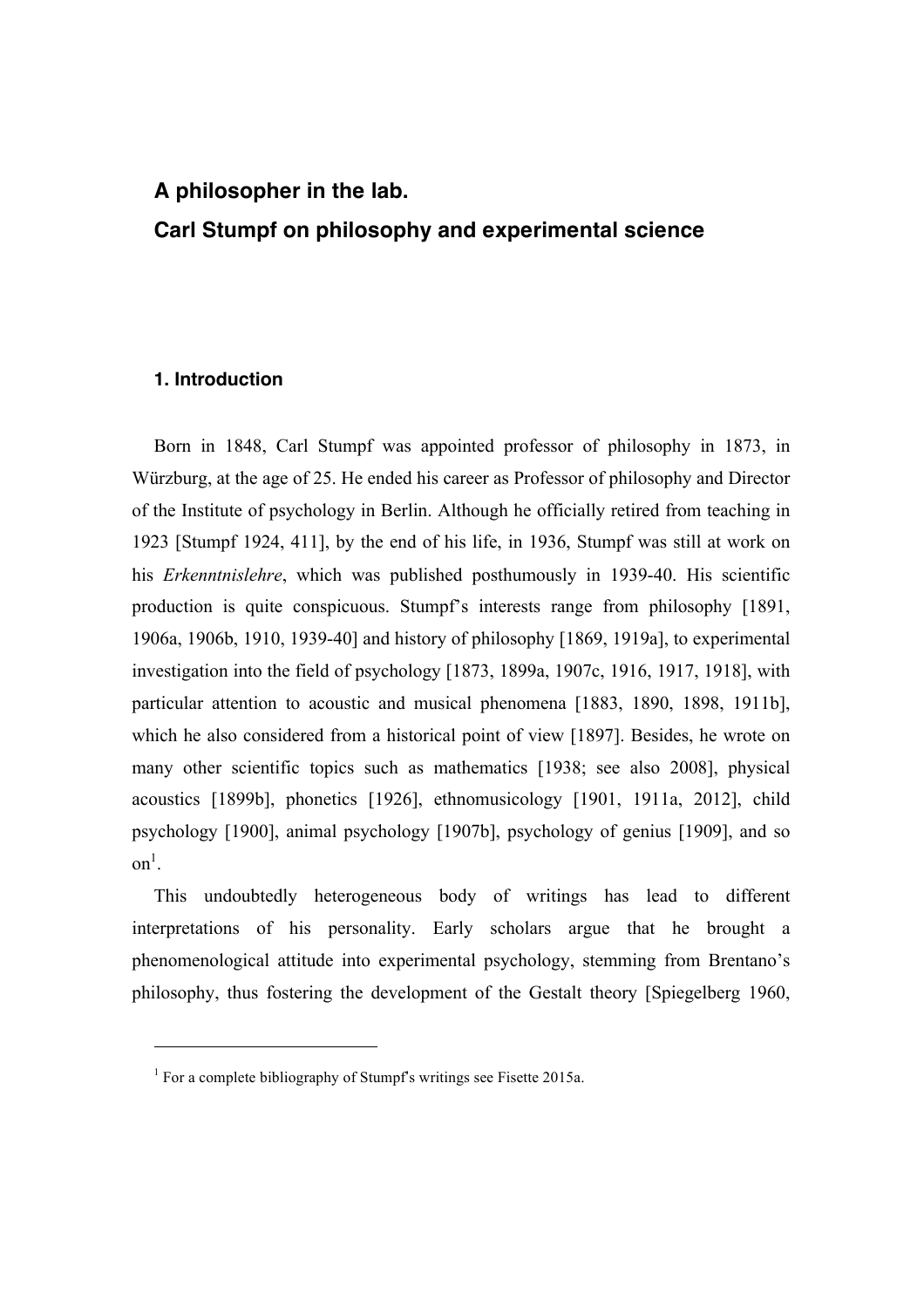# A philosopher in the lab.
# Carl Stumpf on philosophy and experimental science

## 1. Introduction

Born in 1848, Carl Stumpf was appointed professor of philosophy in 1873, in Würzburg, at the age of 25. He ended his career as Professor of philosophy and Director of the Institute of psychology in Berlin. Although he officially retired from teaching in 1923 [Stumpf 1924, 411], by the end of his life, in 1936, Stumpf was still at work on his *Erkenntnislehre*, which was published posthumously in 1939-40. His scientific production is quite conspicuous. Stumpf's interests range from philosophy [1891, 1906a, 1906b, 1910, 1939-40] and history of philosophy [1869, 1919a], to experimental investigation into the field of psychology [1873, 1899a, 1907c, 1916, 1917, 1918], with particular attention to acoustic and musical phenomena [1883, 1890, 1898, 1911b], which he also considered from a historical point of view [1897]. Besides, he wrote on many other scientific topics such as mathematics [1938; see also 2008], physical acoustics [1899b], phonetics [1926], ethnomusicology [1901, 1911a, 2012], child psychology [1900], animal psychology [1907b], psychology of genius [1909], and so on[1].

This undoubtedly heterogeneous body of writings has lead to different interpretations of his personality. Early scholars argue that he brought a phenomenological attitude into experimental psychology, stemming from Brentano's philosophy, thus fostering the development of the Gestalt theory [Spiegelberg 1960,

[1] For a complete bibliography of Stumpf's writings see Fisette 2015a.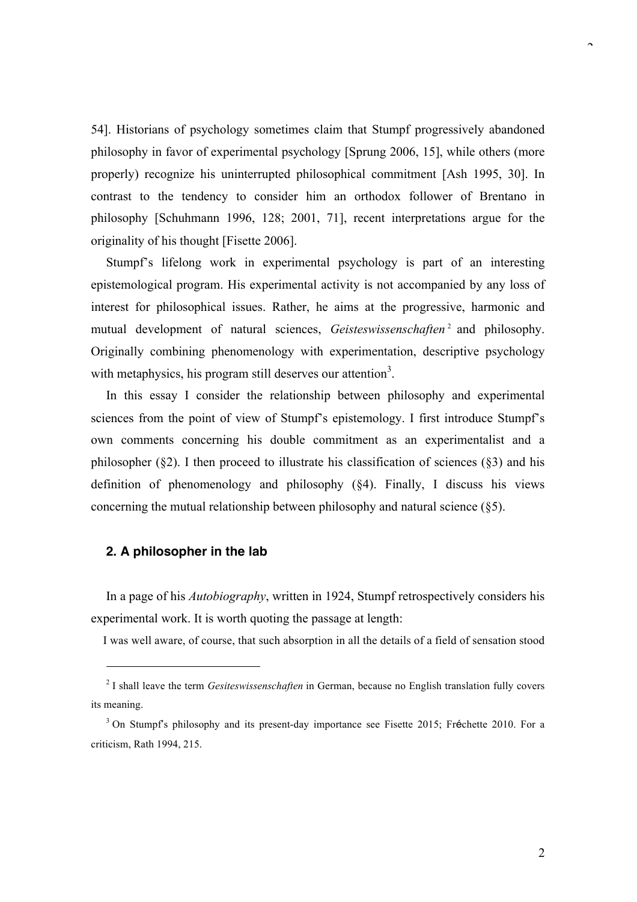54]. Historians of psychology sometimes claim that Stumpf progressively abandoned philosophy in favor of experimental psychology [Sprung 2006, 15], while others (more properly) recognize his uninterrupted philosophical commitment [Ash 1995, 30]. In contrast to the tendency to consider him an orthodox follower of Brentano in philosophy [Schuhmann 1996, 128; 2001, 71], recent interpretations argue for the originality of his thought [Fisette 2006].

Stumpf's lifelong work in experimental psychology is part of an interesting epistemological program. His experimental activity is not accompanied by any loss of interest for philosophical issues. Rather, he aims at the progressive, harmonic and mutual development of natural sciences, *Geisteswissenschaften*[2] and philosophy. Originally combining phenomenology with experimentation, descriptive psychology with metaphysics, his program still deserves our attention[3].

In this essay I consider the relationship between philosophy and experimental sciences from the point of view of Stumpf's epistemology. I first introduce Stumpf's own comments concerning his double commitment as an experimentalist and a philosopher (§2). I then proceed to illustrate his classification of sciences (§3) and his definition of phenomenology and philosophy (§4). Finally, I discuss his views concerning the mutual relationship between philosophy and natural science (§5).

## 2. A philosopher in the lab

In a page of his *Autobiography*, written in 1924, Stumpf retrospectively considers his experimental work. It is worth quoting the passage at length:

I was well aware, of course, that such absorption in all the details of a field of sensation stood

---

[2] I shall leave the term *Gesiteswissenschaften* in German, because no English translation fully covers its meaning.

[3] On Stumpf's philosophy and its present-day importance see Fisette 2015; Fréchette 2010. For a criticism, Rath 1994, 215.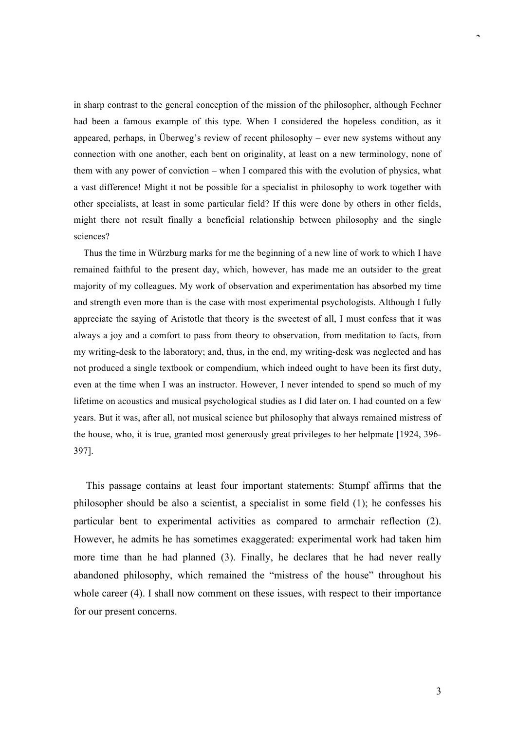in sharp contrast to the general conception of the mission of the philosopher, although Fechner had been a famous example of this type. When I considered the hopeless condition, as it appeared, perhaps, in Überweg's review of recent philosophy – ever new systems without any connection with one another, each bent on originality, at least on a new terminology, none of them with any power of conviction – when I compared this with the evolution of physics, what a vast difference! Might it not be possible for a specialist in philosophy to work together with other specialists, at least in some particular field? If this were done by others in other fields, might there not result finally a beneficial relationship between philosophy and the single sciences?

Thus the time in Würzburg marks for me the beginning of a new line of work to which I have remained faithful to the present day, which, however, has made me an outsider to the great majority of my colleagues. My work of observation and experimentation has absorbed my time and strength even more than is the case with most experimental psychologists. Although I fully appreciate the saying of Aristotle that theory is the sweetest of all, I must confess that it was always a joy and a comfort to pass from theory to observation, from meditation to facts, from my writing-desk to the laboratory; and, thus, in the end, my writing-desk was neglected and has not produced a single textbook or compendium, which indeed ought to have been its first duty, even at the time when I was an instructor. However, I never intended to spend so much of my lifetime on acoustics and musical psychological studies as I did later on. I had counted on a few years. But it was, after all, not musical science but philosophy that always remained mistress of the house, who, it is true, granted most generously great privileges to her helpmate [1924, 396-397].

This passage contains at least four important statements: Stumpf affirms that the philosopher should be also a scientist, a specialist in some field (1); he confesses his particular bent to experimental activities as compared to armchair reflection (2). However, he admits he has sometimes exaggerated: experimental work had taken him more time than he had planned (3). Finally, he declares that he had never really abandoned philosophy, which remained the "mistress of the house" throughout his whole career (4). I shall now comment on these issues, with respect to their importance for our present concerns.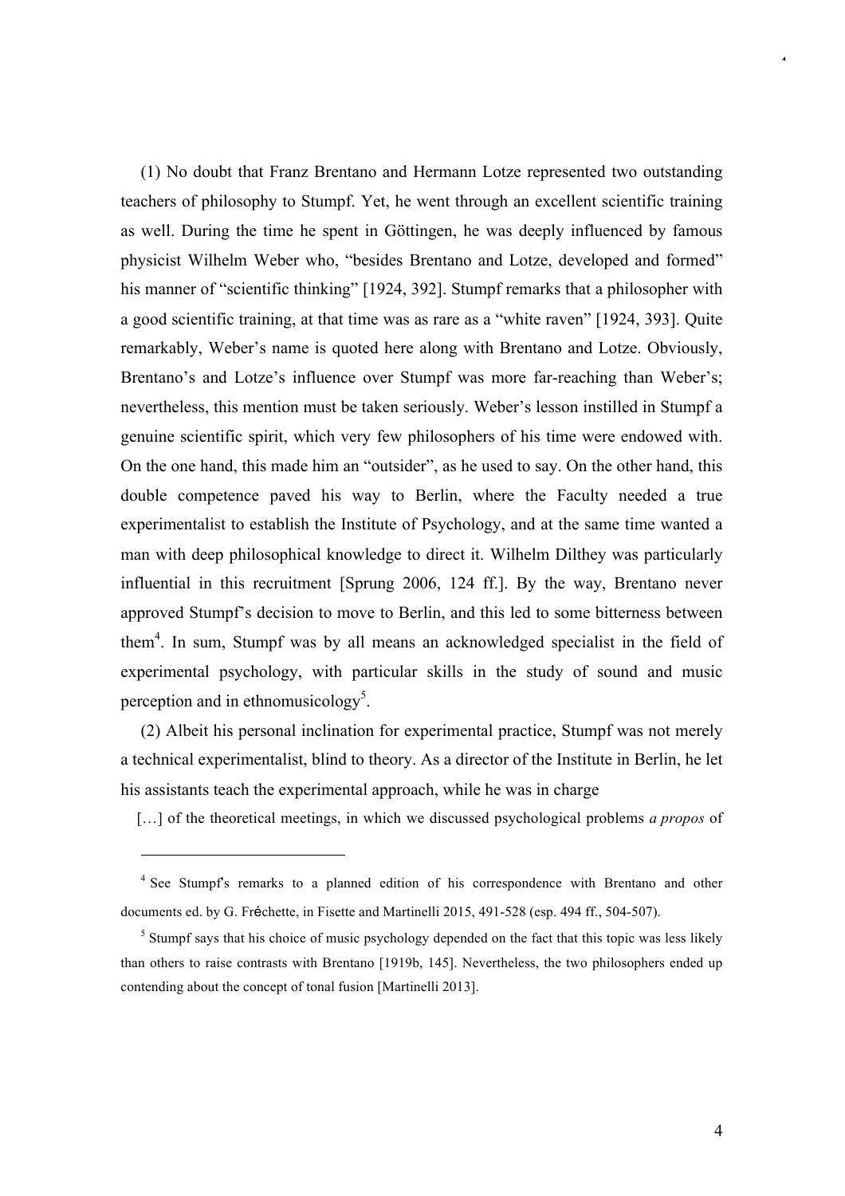(1) No doubt that Franz Brentano and Hermann Lotze represented two outstanding teachers of philosophy to Stumpf. Yet, he went through an excellent scientific training as well. During the time he spent in Göttingen, he was deeply influenced by famous physicist Wilhelm Weber who, "besides Brentano and Lotze, developed and formed" his manner of "scientific thinking" [1924, 392]. Stumpf remarks that a philosopher with a good scientific training, at that time was as rare as a "white raven" [1924, 393]. Quite remarkably, Weber's name is quoted here along with Brentano and Lotze. Obviously, Brentano's and Lotze's influence over Stumpf was more far-reaching than Weber's; nevertheless, this mention must be taken seriously. Weber's lesson instilled in Stumpf a genuine scientific spirit, which very few philosophers of his time were endowed with. On the one hand, this made him an "outsider", as he used to say. On the other hand, this double competence paved his way to Berlin, where the Faculty needed a true experimentalist to establish the Institute of Psychology, and at the same time wanted a man with deep philosophical knowledge to direct it. Wilhelm Dilthey was particularly influential in this recruitment [Sprung 2006, 124 ff.]. By the way, Brentano never approved Stumpf's decision to move to Berlin, and this led to some bitterness between them[4]. In sum, Stumpf was by all means an acknowledged specialist in the field of experimental psychology, with particular skills in the study of sound and music perception and in ethnomusicology[5].

(2) Albeit his personal inclination for experimental practice, Stumpf was not merely a technical experimentalist, blind to theory. As a director of the Institute in Berlin, he let his assistants teach the experimental approach, while he was in charge

[…] of the theoretical meetings, in which we discussed psychological problems *a propos* of

---

[4] See Stumpf's remarks to a planned edition of his correspondence with Brentano and other documents ed. by G. Fréchette, in Fisette and Martinelli 2015, 491-528 (esp. 494 ff., 504-507).

[5] Stumpf says that his choice of music psychology depended on the fact that this topic was less likely than others to raise contrasts with Brentano [1919b, 145]. Nevertheless, the two philosophers ended up contending about the concept of tonal fusion [Martinelli 2013].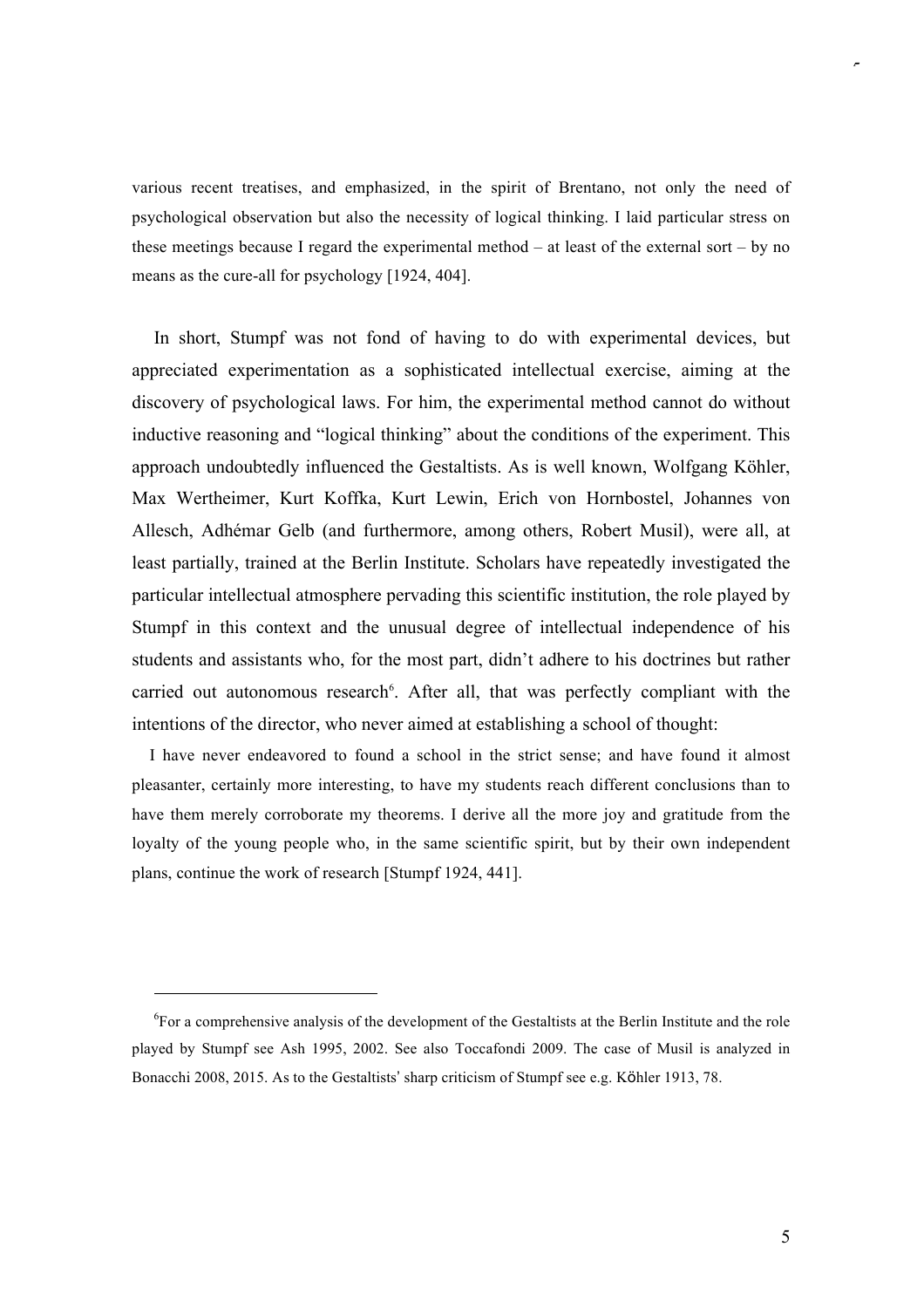various recent treatises, and emphasized, in the spirit of Brentano, not only the need of psychological observation but also the necessity of logical thinking. I laid particular stress on these meetings because I regard the experimental method – at least of the external sort – by no means as the cure-all for psychology [1924, 404].

In short, Stumpf was not fond of having to do with experimental devices, but appreciated experimentation as a sophisticated intellectual exercise, aiming at the discovery of psychological laws. For him, the experimental method cannot do without inductive reasoning and "logical thinking" about the conditions of the experiment. This approach undoubtedly influenced the Gestaltists. As is well known, Wolfgang Köhler, Max Wertheimer, Kurt Koffka, Kurt Lewin, Erich von Hornbostel, Johannes von Allesch, Adhémar Gelb (and furthermore, among others, Robert Musil), were all, at least partially, trained at the Berlin Institute. Scholars have repeatedly investigated the particular intellectual atmosphere pervading this scientific institution, the role played by Stumpf in this context and the unusual degree of intellectual independence of his students and assistants who, for the most part, didn't adhere to his doctrines but rather carried out autonomous research[6]. After all, that was perfectly compliant with the intentions of the director, who never aimed at establishing a school of thought:

I have never endeavored to found a school in the strict sense; and have found it almost pleasanter, certainly more interesting, to have my students reach different conclusions than to have them merely corroborate my theorems. I derive all the more joy and gratitude from the loyalty of the young people who, in the same scientific spirit, but by their own independent plans, continue the work of research [Stumpf 1924, 441].

---

[6] For a comprehensive analysis of the development of the Gestaltists at the Berlin Institute and the role played by Stumpf see Ash 1995, 2002. See also Toccafondi 2009. The case of Musil is analyzed in Bonacchi 2008, 2015. As to the Gestaltists' sharp criticism of Stumpf see e.g. Köhler 1913, 78.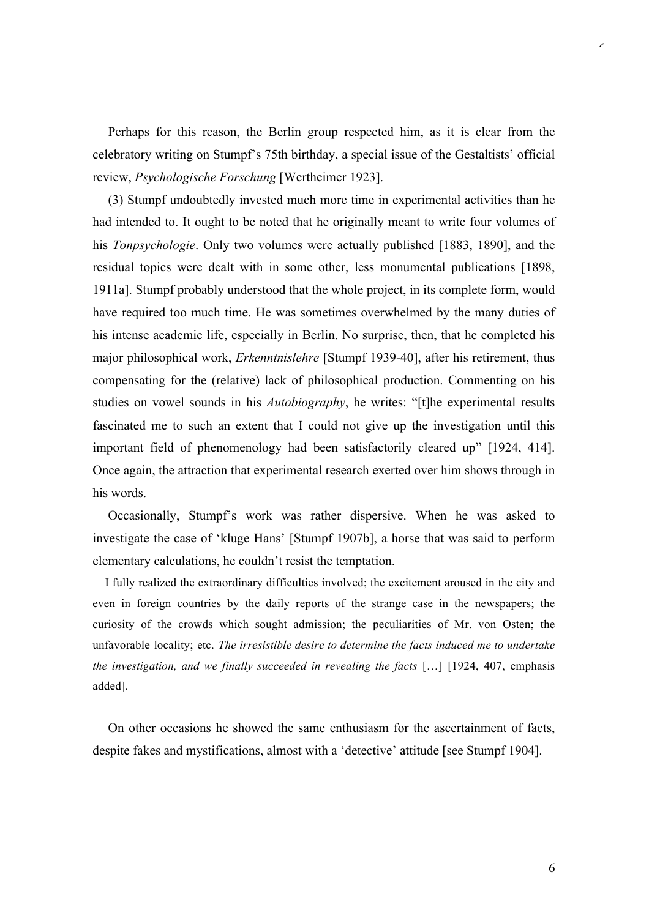Perhaps for this reason, the Berlin group respected him, as it is clear from the celebratory writing on Stumpf's 75th birthday, a special issue of the Gestaltists' official review, *Psychologische Forschung* [Wertheimer 1923].

(3) Stumpf undoubtedly invested much more time in experimental activities than he had intended to. It ought to be noted that he originally meant to write four volumes of his *Tonpsychologie*. Only two volumes were actually published [1883, 1890], and the residual topics were dealt with in some other, less monumental publications [1898, 1911a]. Stumpf probably understood that the whole project, in its complete form, would have required too much time. He was sometimes overwhelmed by the many duties of his intense academic life, especially in Berlin. No surprise, then, that he completed his major philosophical work, *Erkenntnislehre* [Stumpf 1939-40], after his retirement, thus compensating for the (relative) lack of philosophical production. Commenting on his studies on vowel sounds in his *Autobiography*, he writes: "[t]he experimental results fascinated me to such an extent that I could not give up the investigation until this important field of phenomenology had been satisfactorily cleared up" [1924, 414]. Once again, the attraction that experimental research exerted over him shows through in his words.

Occasionally, Stumpf's work was rather dispersive. When he was asked to investigate the case of 'kluge Hans' [Stumpf 1907b], a horse that was said to perform elementary calculations, he couldn't resist the temptation.

> I fully realized the extraordinary difficulties involved; the excitement aroused in the city and even in foreign countries by the daily reports of the strange case in the newspapers; the curiosity of the crowds which sought admission; the peculiarities of Mr. von Osten; the unfavorable locality; etc. *The irresistible desire to determine the facts induced me to undertake the investigation, and we finally succeeded in revealing the facts* […] [1924, 407, emphasis added].

On other occasions he showed the same enthusiasm for the ascertainment of facts, despite fakes and mystifications, almost with a 'detective' attitude [see Stumpf 1904].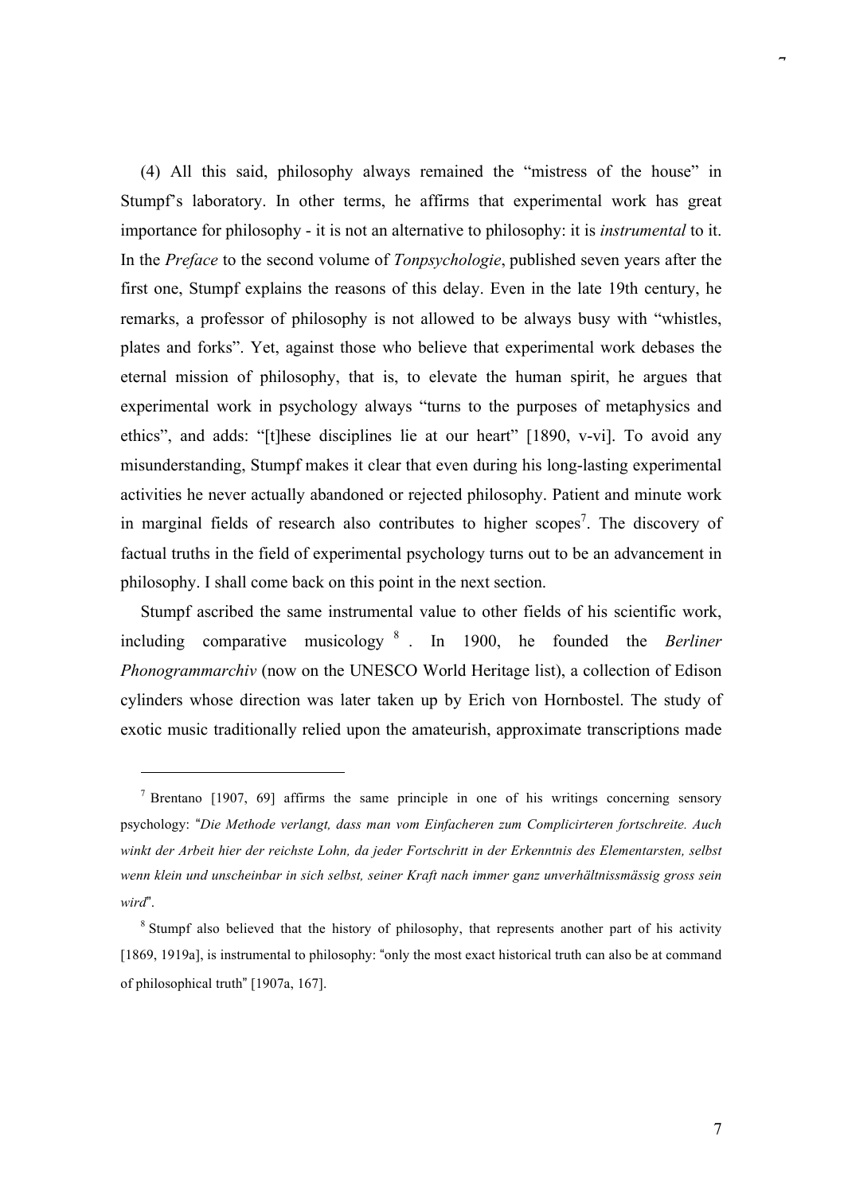(4) All this said, philosophy always remained the "mistress of the house" in Stumpf's laboratory. In other terms, he affirms that experimental work has great importance for philosophy - it is not an alternative to philosophy: it is *instrumental* to it. In the *Preface* to the second volume of *Tonpsychologie*, published seven years after the first one, Stumpf explains the reasons of this delay. Even in the late 19th century, he remarks, a professor of philosophy is not allowed to be always busy with "whistles, plates and forks". Yet, against those who believe that experimental work debases the eternal mission of philosophy, that is, to elevate the human spirit, he argues that experimental work in psychology always "turns to the purposes of metaphysics and ethics", and adds: "[t]hese disciplines lie at our heart" [1890, v-vi]. To avoid any misunderstanding, Stumpf makes it clear that even during his long-lasting experimental activities he never actually abandoned or rejected philosophy. Patient and minute work in marginal fields of research also contributes to higher scopes[7]. The discovery of factual truths in the field of experimental psychology turns out to be an advancement in philosophy. I shall come back on this point in the next section.

Stumpf ascribed the same instrumental value to other fields of his scientific work, including comparative musicology[8]. In 1900, he founded the *Berliner Phonogrammarchiv* (now on the UNESCO World Heritage list), a collection of Edison cylinders whose direction was later taken up by Erich von Hornbostel. The study of exotic music traditionally relied upon the amateurish, approximate transcriptions made

---

[7] Brentano [1907, 69] affirms the same principle in one of his writings concerning sensory psychology: "*Die Methode verlangt, dass man vom Einfacheren zum Complicirteren fortschreite. Auch winkt der Arbeit hier der reichste Lohn, da jeder Fortschritt in der Erkenntnis des Elementarsten, selbst wenn klein und unscheinbar in sich selbst, seiner Kraft nach immer ganz unverhältnissmässig gross sein wird*".

[8] Stumpf also believed that the history of philosophy, that represents another part of his activity [1869, 1919a], is instrumental to philosophy: "only the most exact historical truth can also be at command of philosophical truth" [1907a, 167].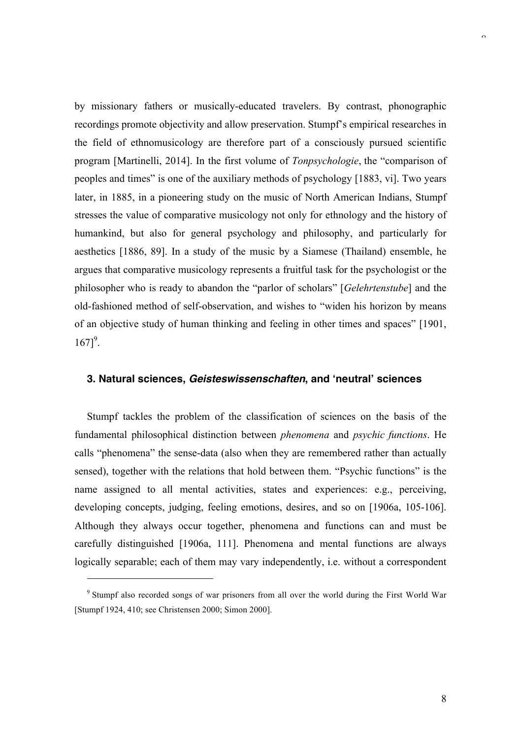by missionary fathers or musically-educated travelers. By contrast, phonographic recordings promote objectivity and allow preservation. Stumpf's empirical researches in the field of ethnomusicology are therefore part of a consciously pursued scientific program [Martinelli, 2014]. In the first volume of *Tonpsychologie*, the "comparison of peoples and times" is one of the auxiliary methods of psychology [1883, vi]. Two years later, in 1885, in a pioneering study on the music of North American Indians, Stumpf stresses the value of comparative musicology not only for ethnology and the history of humankind, but also for general psychology and philosophy, and particularly for aesthetics [1886, 89]. In a study of the music by a Siamese (Thailand) ensemble, he argues that comparative musicology represents a fruitful task for the psychologist or the philosopher who is ready to abandon the "parlor of scholars" [*Gelehrtenstube*] and the old-fashioned method of self-observation, and wishes to "widen his horizon by means of an objective study of human thinking and feeling in other times and spaces" [1901, 167][9].

## 3. Natural sciences, *Geisteswissenschaften*, and 'neutral' sciences

Stumpf tackles the problem of the classification of sciences on the basis of the fundamental philosophical distinction between *phenomena* and *psychic functions*. He calls "phenomena" the sense-data (also when they are remembered rather than actually sensed), together with the relations that hold between them. "Psychic functions" is the name assigned to all mental activities, states and experiences: e.g., perceiving, developing concepts, judging, feeling emotions, desires, and so on [1906a, 105-106]. Although they always occur together, phenomena and functions can and must be carefully distinguished [1906a, 111]. Phenomena and mental functions are always logically separable; each of them may vary independently, i.e. without a correspondent

[9] Stumpf also recorded songs of war prisoners from all over the world during the First World War [Stumpf 1924, 410; see Christensen 2000; Simon 2000].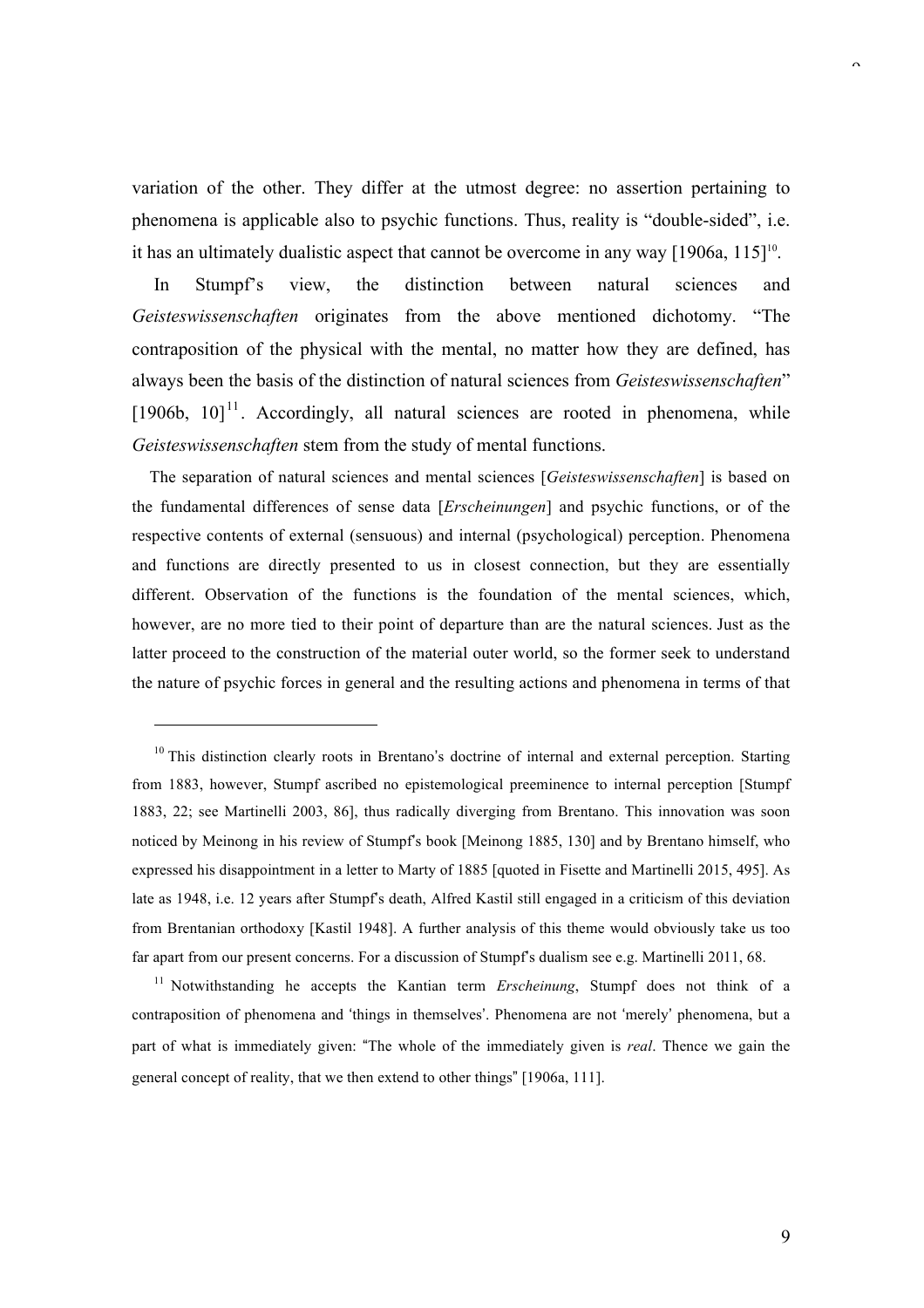variation of the other. They differ at the utmost degree: no assertion pertaining to phenomena is applicable also to psychic functions. Thus, reality is "double-sided", i.e. it has an ultimately dualistic aspect that cannot be overcome in any way [1906a, 115][10].

In Stumpf's view, the distinction between natural sciences and *Geisteswissenschaften* originates from the above mentioned dichotomy. "The contraposition of the physical with the mental, no matter how they are defined, has always been the basis of the distinction of natural sciences from *Geisteswissenschaften*" [1906b, 10][11]. Accordingly, all natural sciences are rooted in phenomena, while *Geisteswissenschaften* stem from the study of mental functions.

> The separation of natural sciences and mental sciences [*Geisteswissenschaften*] is based on the fundamental differences of sense data [*Erscheinungen*] and psychic functions, or of the respective contents of external (sensuous) and internal (psychological) perception. Phenomena and functions are directly presented to us in closest connection, but they are essentially different. Observation of the functions is the foundation of the mental sciences, which, however, are no more tied to their point of departure than are the natural sciences. Just as the latter proceed to the construction of the material outer world, so the former seek to understand the nature of psychic forces in general and the resulting actions and phenomena in terms of that

---

[10] This distinction clearly roots in Brentano's doctrine of internal and external perception. Starting from 1883, however, Stumpf ascribed no epistemological preeminence to internal perception [Stumpf 1883, 22; see Martinelli 2003, 86], thus radically diverging from Brentano. This innovation was soon noticed by Meinong in his review of Stumpf's book [Meinong 1885, 130] and by Brentano himself, who expressed his disappointment in a letter to Marty of 1885 [quoted in Fisette and Martinelli 2015, 495]. As late as 1948, i.e. 12 years after Stumpf's death, Alfred Kastil still engaged in a criticism of this deviation from Brentanian orthodoxy [Kastil 1948]. A further analysis of this theme would obviously take us too far apart from our present concerns. For a discussion of Stumpf's dualism see e.g. Martinelli 2011, 68.

[11] Notwithstanding he accepts the Kantian term *Erscheinung*, Stumpf does not think of a contraposition of phenomena and 'things in themselves'. Phenomena are not 'merely' phenomena, but a part of what is immediately given: "The whole of the immediately given is *real*. Thence we gain the general concept of reality, that we then extend to other things" [1906a, 111].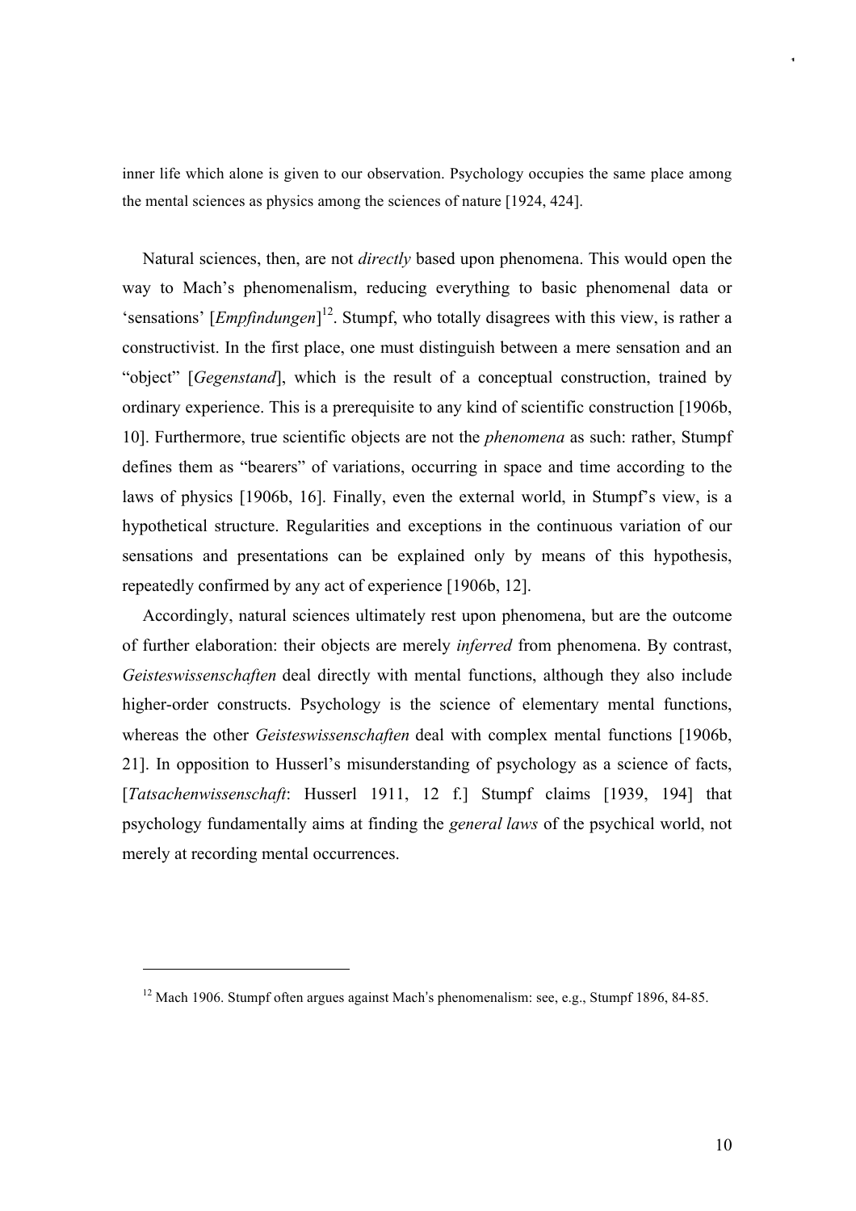inner life which alone is given to our observation. Psychology occupies the same place among the mental sciences as physics among the sciences of nature [1924, 424].

Natural sciences, then, are not *directly* based upon phenomena. This would open the way to Mach's phenomenalism, reducing everything to basic phenomenal data or 'sensations' [*Empfindungen*][12]. Stumpf, who totally disagrees with this view, is rather a constructivist. In the first place, one must distinguish between a mere sensation and an "object" [*Gegenstand*], which is the result of a conceptual construction, trained by ordinary experience. This is a prerequisite to any kind of scientific construction [1906b, 10]. Furthermore, true scientific objects are not the *phenomena* as such: rather, Stumpf defines them as "bearers" of variations, occurring in space and time according to the laws of physics [1906b, 16]. Finally, even the external world, in Stumpf's view, is a hypothetical structure. Regularities and exceptions in the continuous variation of our sensations and presentations can be explained only by means of this hypothesis, repeatedly confirmed by any act of experience [1906b, 12].

Accordingly, natural sciences ultimately rest upon phenomena, but are the outcome of further elaboration: their objects are merely *inferred* from phenomena. By contrast, *Geisteswissenschaften* deal directly with mental functions, although they also include higher-order constructs. Psychology is the science of elementary mental functions, whereas the other *Geisteswissenschaften* deal with complex mental functions [1906b, 21]. In opposition to Husserl's misunderstanding of psychology as a science of facts, [*Tatsachenwissenschaft*: Husserl 1911, 12 f.] Stumpf claims [1939, 194] that psychology fundamentally aims at finding the *general laws* of the psychical world, not merely at recording mental occurrences.

---

[12] Mach 1906. Stumpf often argues against Mach's phenomenalism: see, e.g., Stumpf 1896, 84-85.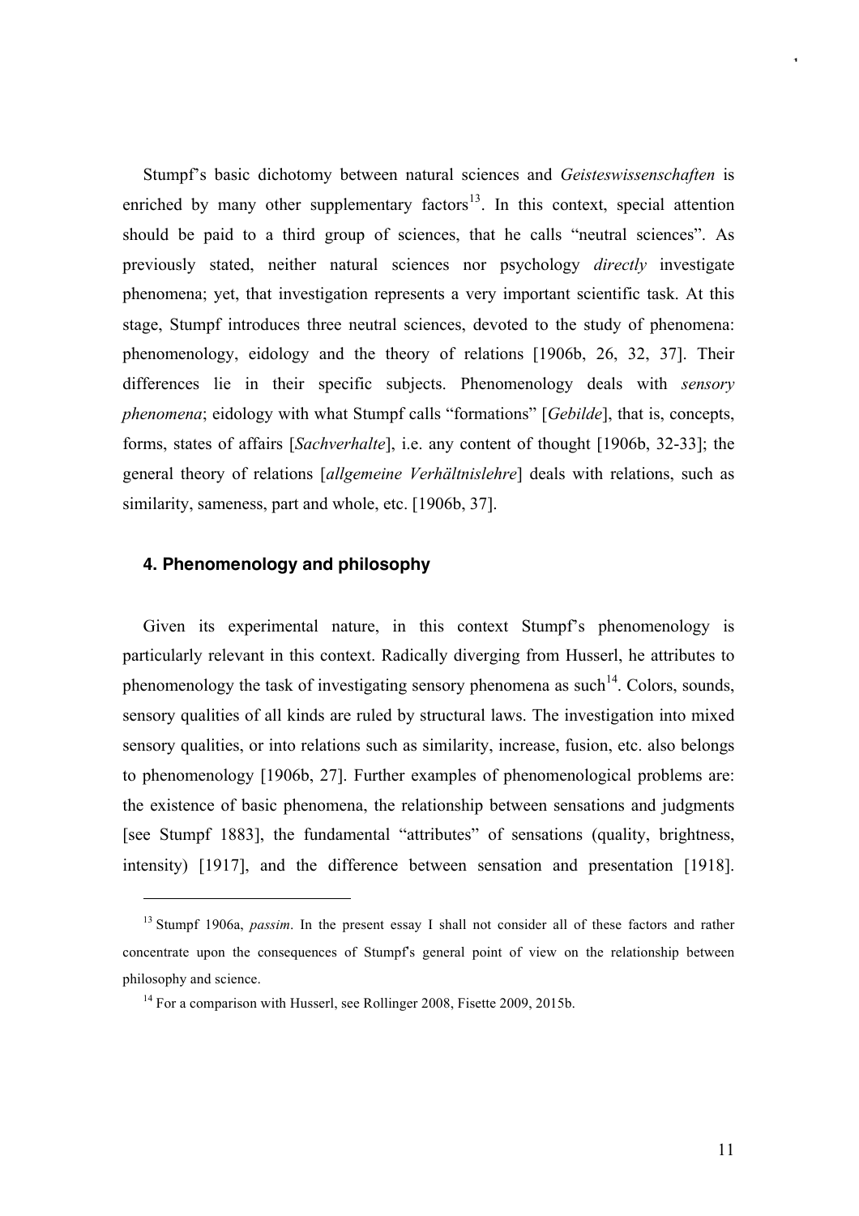Stumpf's basic dichotomy between natural sciences and *Geisteswissenschaften* is enriched by many other supplementary factors[13]. In this context, special attention should be paid to a third group of sciences, that he calls "neutral sciences". As previously stated, neither natural sciences nor psychology *directly* investigate phenomena; yet, that investigation represents a very important scientific task. At this stage, Stumpf introduces three neutral sciences, devoted to the study of phenomena: phenomenology, eidology and the theory of relations [1906b, 26, 32, 37]. Their differences lie in their specific subjects. Phenomenology deals with *sensory phenomena*; eidology with what Stumpf calls "formations" [*Gebilde*], that is, concepts, forms, states of affairs [*Sachverhalte*], i.e. any content of thought [1906b, 32-33]; the general theory of relations [*allgemeine Verhältnislehre*] deals with relations, such as similarity, sameness, part and whole, etc. [1906b, 37].

#### 4. Phenomenology and philosophy

Given its experimental nature, in this context Stumpf's phenomenology is particularly relevant in this context. Radically diverging from Husserl, he attributes to phenomenology the task of investigating sensory phenomena as such[14]. Colors, sounds, sensory qualities of all kinds are ruled by structural laws. The investigation into mixed sensory qualities, or into relations such as similarity, increase, fusion, etc. also belongs to phenomenology [1906b, 27]. Further examples of phenomenological problems are: the existence of basic phenomena, the relationship between sensations and judgments [see Stumpf 1883], the fundamental "attributes" of sensations (quality, brightness, intensity) [1917], and the difference between sensation and presentation [1918].

---

[13] Stumpf 1906a, *passim*. In the present essay I shall not consider all of these factors and rather concentrate upon the consequences of Stumpf's general point of view on the relationship between philosophy and science.

[14] For a comparison with Husserl, see Rollinger 2008, Fisette 2009, 2015b.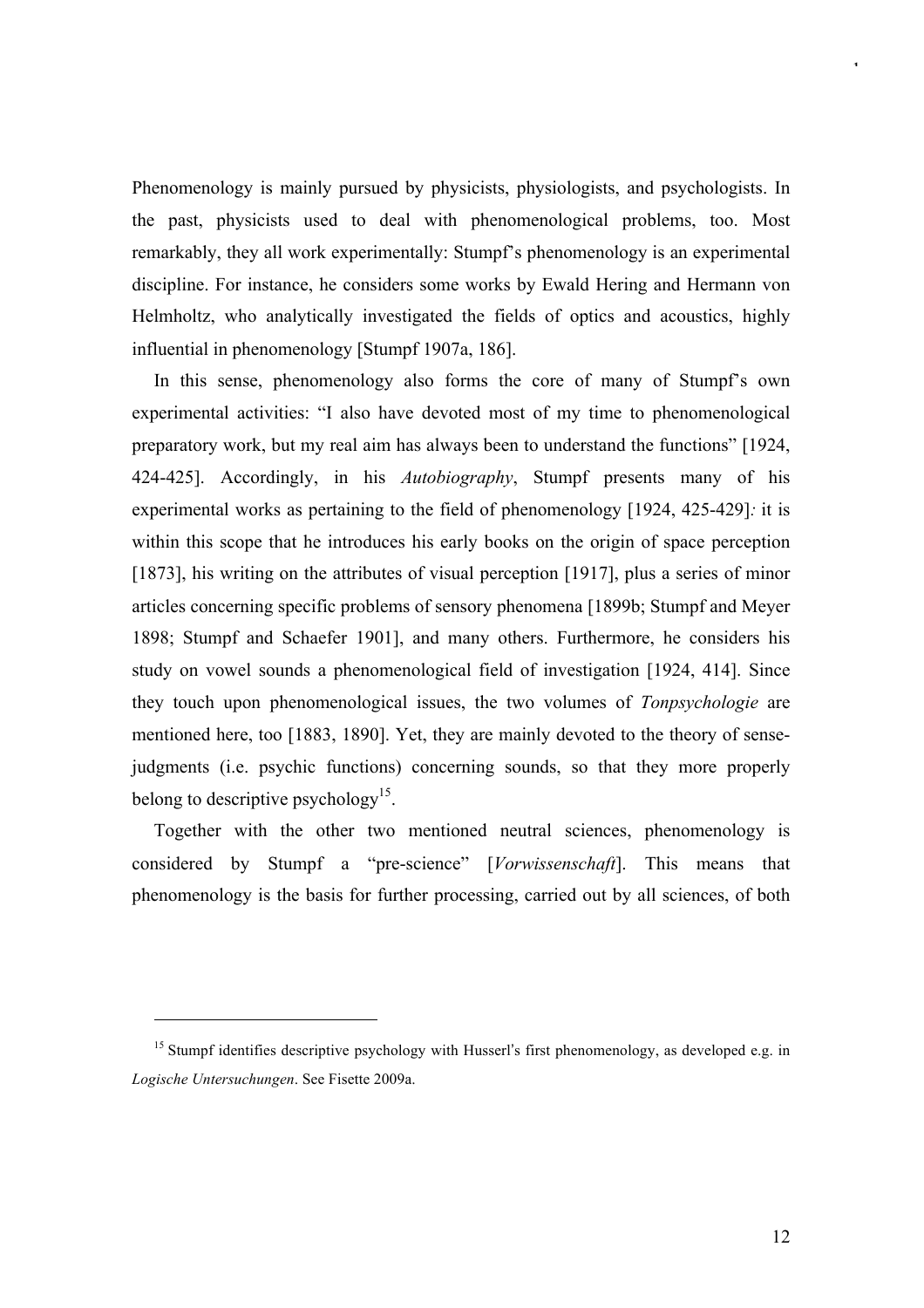Phenomenology is mainly pursued by physicists, physiologists, and psychologists. In the past, physicists used to deal with phenomenological problems, too. Most remarkably, they all work experimentally: Stumpf's phenomenology is an experimental discipline. For instance, he considers some works by Ewald Hering and Hermann von Helmholtz, who analytically investigated the fields of optics and acoustics, highly influential in phenomenology [Stumpf 1907a, 186].

In this sense, phenomenology also forms the core of many of Stumpf's own experimental activities: "I also have devoted most of my time to phenomenological preparatory work, but my real aim has always been to understand the functions" [1924, 424-425]. Accordingly, in his *Autobiography*, Stumpf presents many of his experimental works as pertaining to the field of phenomenology [1924, 425-429]*:* it is within this scope that he introduces his early books on the origin of space perception [1873], his writing on the attributes of visual perception [1917], plus a series of minor articles concerning specific problems of sensory phenomena [1899b; Stumpf and Meyer 1898; Stumpf and Schaefer 1901], and many others. Furthermore, he considers his study on vowel sounds a phenomenological field of investigation [1924, 414]. Since they touch upon phenomenological issues, the two volumes of *Tonpsychologie* are mentioned here, too [1883, 1890]. Yet, they are mainly devoted to the theory of sense-judgments (i.e. psychic functions) concerning sounds, so that they more properly belong to descriptive psychology[15].

Together with the other two mentioned neutral sciences, phenomenology is considered by Stumpf a "pre-science" [*Vorwissenschaft*]. This means that phenomenology is the basis for further processing, carried out by all sciences, of both

---

[15] Stumpf identifies descriptive psychology with Husserl's first phenomenology, as developed e.g. in *Logische Untersuchungen*. See Fisette 2009a.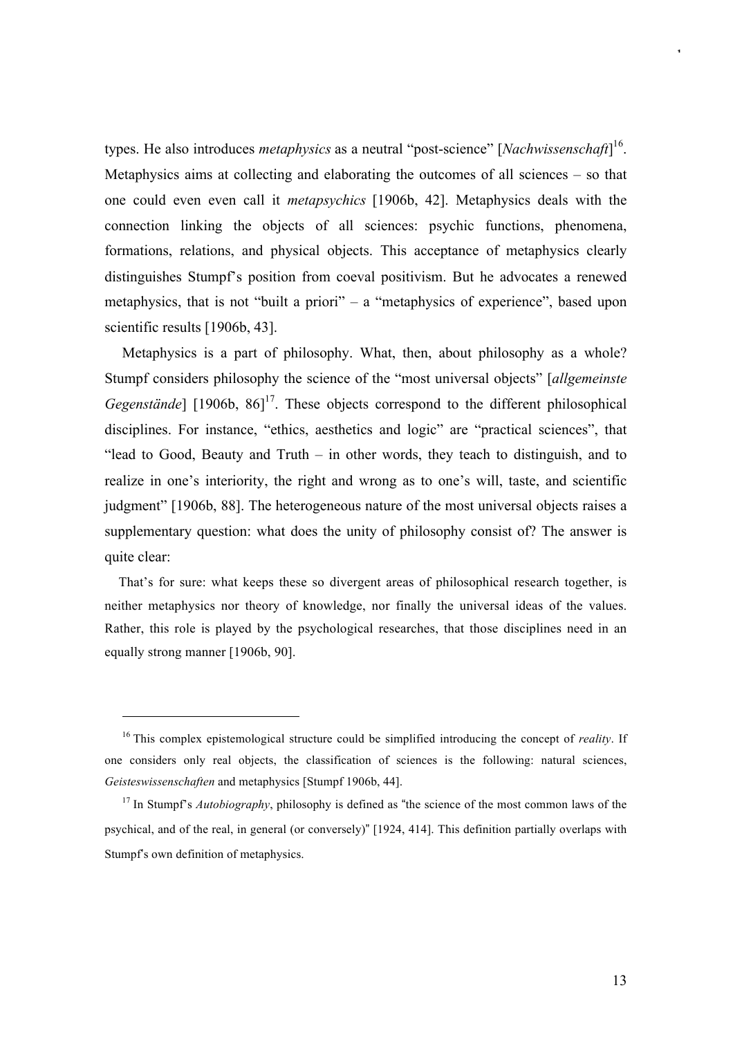types. He also introduces *metaphysics* as a neutral "post-science" [*Nachwissenschaft*][16]. Metaphysics aims at collecting and elaborating the outcomes of all sciences – so that one could even even call it *metapsychics* [1906b, 42]. Metaphysics deals with the connection linking the objects of all sciences: psychic functions, phenomena, formations, relations, and physical objects. This acceptance of metaphysics clearly distinguishes Stumpf's position from coeval positivism. But he advocates a renewed metaphysics, that is not "built a priori" – a "metaphysics of experience", based upon scientific results [1906b, 43].

Metaphysics is a part of philosophy. What, then, about philosophy as a whole? Stumpf considers philosophy the science of the "most universal objects" [*allgemeinste Gegenstände*] [1906b, 86][17]. These objects correspond to the different philosophical disciplines. For instance, "ethics, aesthetics and logic" are "practical sciences", that "lead to Good, Beauty and Truth – in other words, they teach to distinguish, and to realize in one's interiority, the right and wrong as to one's will, taste, and scientific judgment" [1906b, 88]. The heterogeneous nature of the most universal objects raises a supplementary question: what does the unity of philosophy consist of? The answer is quite clear:

> That's for sure: what keeps these so divergent areas of philosophical research together, is neither metaphysics nor theory of knowledge, nor finally the universal ideas of the values. Rather, this role is played by the psychological researches, that those disciplines need in an equally strong manner [1906b, 90].

---

[16] This complex epistemological structure could be simplified introducing the concept of *reality*. If one considers only real objects, the classification of sciences is the following: natural sciences, *Geisteswissenschaften* and metaphysics [Stumpf 1906b, 44].

[17] In Stumpf's *Autobiography*, philosophy is defined as "the science of the most common laws of the psychical, and of the real, in general (or conversely)" [1924, 414]. This definition partially overlaps with Stumpf's own definition of metaphysics.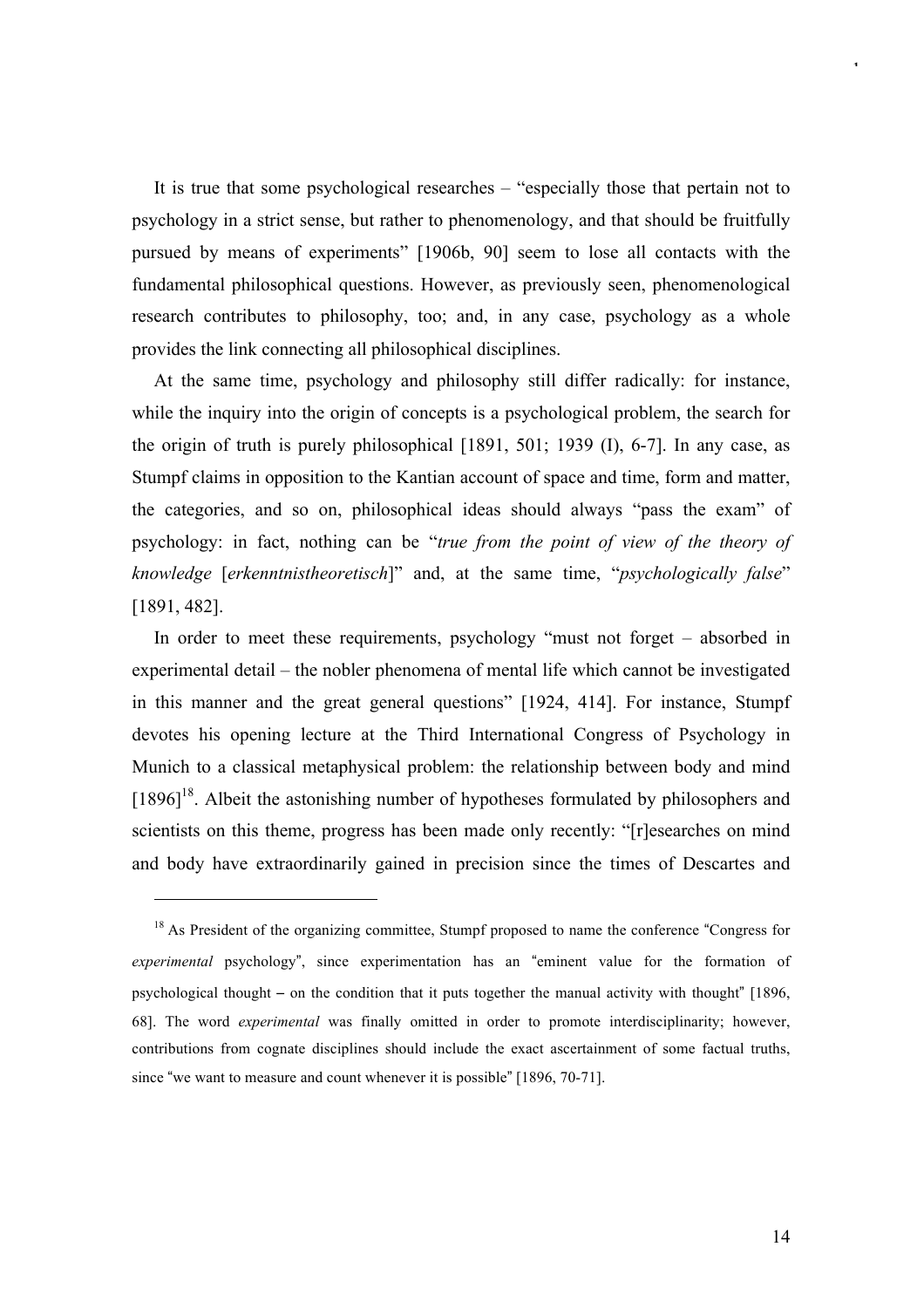It is true that some psychological researches – "especially those that pertain not to psychology in a strict sense, but rather to phenomenology, and that should be fruitfully pursued by means of experiments" [1906b, 90] seem to lose all contacts with the fundamental philosophical questions. However, as previously seen, phenomenological research contributes to philosophy, too; and, in any case, psychology as a whole provides the link connecting all philosophical disciplines.

At the same time, psychology and philosophy still differ radically: for instance, while the inquiry into the origin of concepts is a psychological problem, the search for the origin of truth is purely philosophical [1891, 501; 1939 (I), 6-7]. In any case, as Stumpf claims in opposition to the Kantian account of space and time, form and matter, the categories, and so on, philosophical ideas should always "pass the exam" of psychology: in fact, nothing can be "*true from the point of view of the theory of knowledge* [*erkenntnistheoretisch*]" and, at the same time, "*psychologically false*" [1891, 482].

In order to meet these requirements, psychology "must not forget – absorbed in experimental detail – the nobler phenomena of mental life which cannot be investigated in this manner and the great general questions" [1924, 414]. For instance, Stumpf devotes his opening lecture at the Third International Congress of Psychology in Munich to a classical metaphysical problem: the relationship between body and mind [1896][18]. Albeit the astonishing number of hypotheses formulated by philosophers and scientists on this theme, progress has been made only recently: "[r]esearches on mind and body have extraordinarily gained in precision since the times of Descartes and

---

[18] As President of the organizing committee, Stumpf proposed to name the conference "Congress for *experimental* psychology", since experimentation has an "eminent value for the formation of psychological thought – on the condition that it puts together the manual activity with thought" [1896, 68]. The word *experimental* was finally omitted in order to promote interdisciplinarity; however, contributions from cognate disciplines should include the exact ascertainment of some factual truths, since "we want to measure and count whenever it is possible" [1896, 70-71].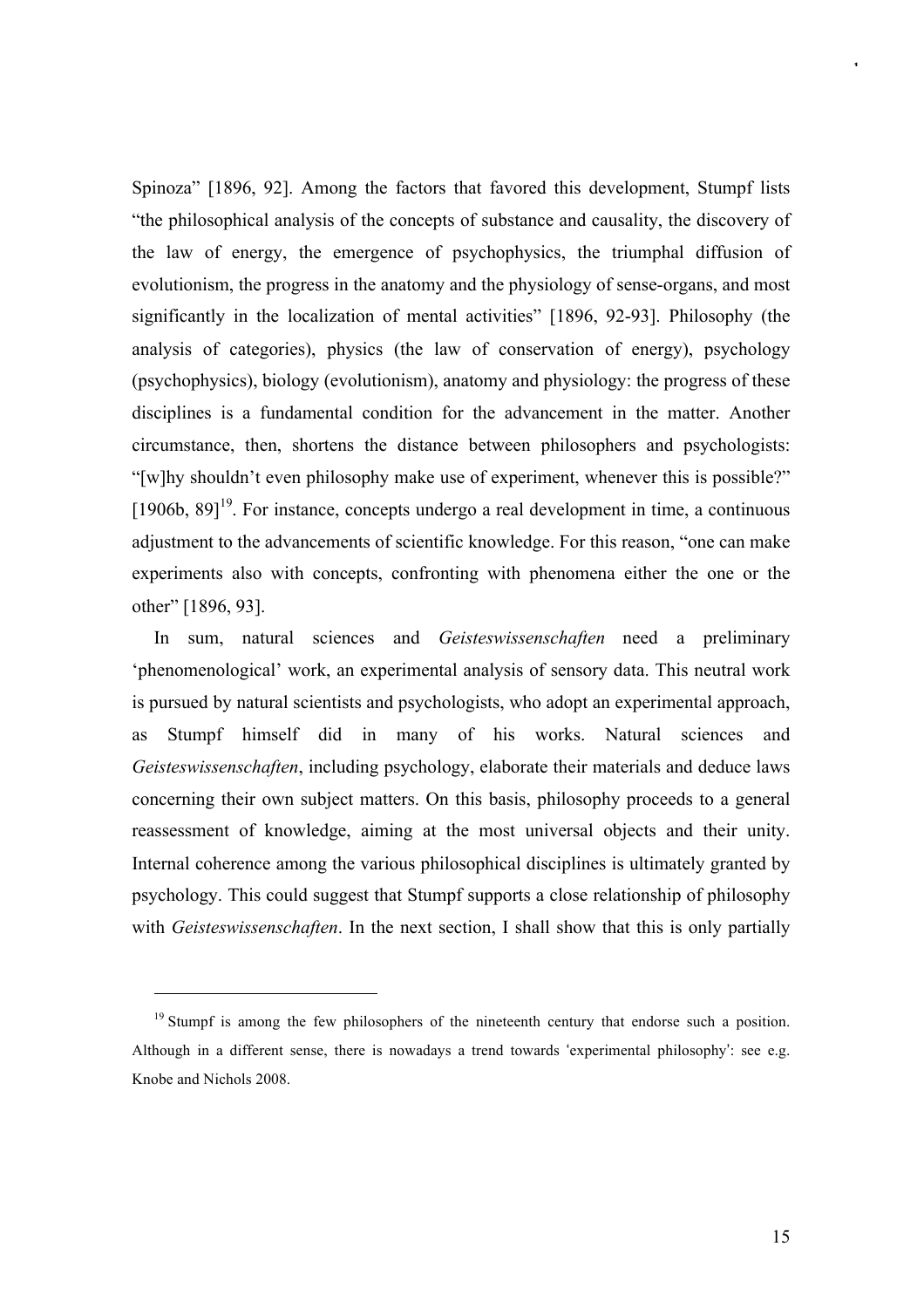Spinoza" [1896, 92]. Among the factors that favored this development, Stumpf lists "the philosophical analysis of the concepts of substance and causality, the discovery of the law of energy, the emergence of psychophysics, the triumphal diffusion of evolutionism, the progress in the anatomy and the physiology of sense-organs, and most significantly in the localization of mental activities" [1896, 92-93]. Philosophy (the analysis of categories), physics (the law of conservation of energy), psychology (psychophysics), biology (evolutionism), anatomy and physiology: the progress of these disciplines is a fundamental condition for the advancement in the matter. Another circumstance, then, shortens the distance between philosophers and psychologists: "[w]hy shouldn't even philosophy make use of experiment, whenever this is possible?" [1906b, 89][19]. For instance, concepts undergo a real development in time, a continuous adjustment to the advancements of scientific knowledge. For this reason, "one can make experiments also with concepts, confronting with phenomena either the one or the other" [1896, 93].

In sum, natural sciences and *Geisteswissenschaften* need a preliminary 'phenomenological' work, an experimental analysis of sensory data. This neutral work is pursued by natural scientists and psychologists, who adopt an experimental approach, as Stumpf himself did in many of his works. Natural sciences and *Geisteswissenschaften*, including psychology, elaborate their materials and deduce laws concerning their own subject matters. On this basis, philosophy proceeds to a general reassessment of knowledge, aiming at the most universal objects and their unity. Internal coherence among the various philosophical disciplines is ultimately granted by psychology. This could suggest that Stumpf supports a close relationship of philosophy with *Geisteswissenschaften*. In the next section, I shall show that this is only partially

[19] Stumpf is among the few philosophers of the nineteenth century that endorse such a position. Although in a different sense, there is nowadays a trend towards 'experimental philosophy': see e.g. Knobe and Nichols 2008.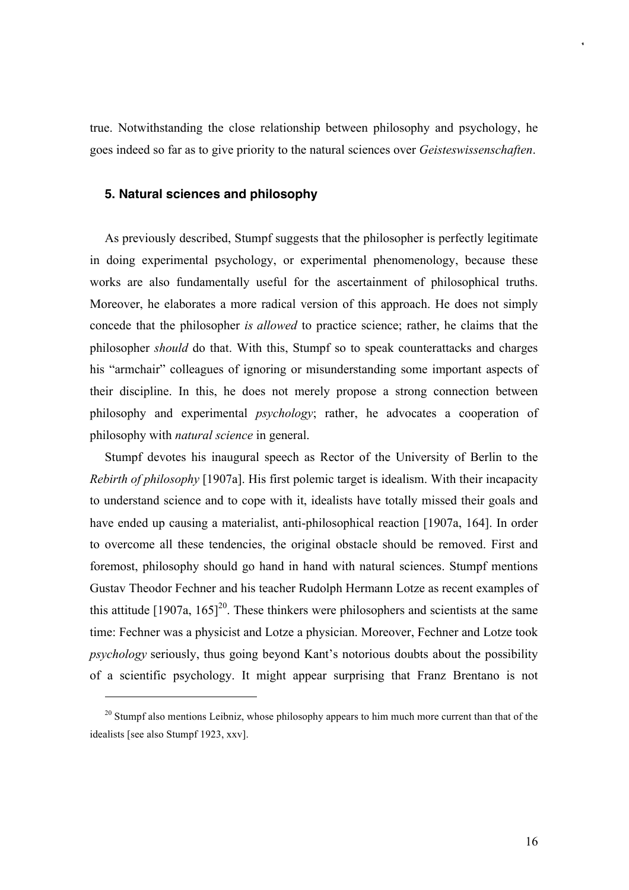true. Notwithstanding the close relationship between philosophy and psychology, he goes indeed so far as to give priority to the natural sciences over *Geisteswissenschaften*.

### 5. Natural sciences and philosophy

As previously described, Stumpf suggests that the philosopher is perfectly legitimate in doing experimental psychology, or experimental phenomenology, because these works are also fundamentally useful for the ascertainment of philosophical truths. Moreover, he elaborates a more radical version of this approach. He does not simply concede that the philosopher *is allowed* to practice science; rather, he claims that the philosopher *should* do that. With this, Stumpf so to speak counterattacks and charges his "armchair" colleagues of ignoring or misunderstanding some important aspects of their discipline. In this, he does not merely propose a strong connection between philosophy and experimental *psychology*; rather, he advocates a cooperation of philosophy with *natural science* in general.

Stumpf devotes his inaugural speech as Rector of the University of Berlin to the *Rebirth of philosophy* [1907a]. His first polemic target is idealism. With their incapacity to understand science and to cope with it, idealists have totally missed their goals and have ended up causing a materialist, anti-philosophical reaction [1907a, 164]. In order to overcome all these tendencies, the original obstacle should be removed. First and foremost, philosophy should go hand in hand with natural sciences. Stumpf mentions Gustav Theodor Fechner and his teacher Rudolph Hermann Lotze as recent examples of this attitude [1907a, 165][20]. These thinkers were philosophers and scientists at the same time: Fechner was a physicist and Lotze a physician. Moreover, Fechner and Lotze took *psychology* seriously, thus going beyond Kant's notorious doubts about the possibility of a scientific psychology. It might appear surprising that Franz Brentano is not

[20] Stumpf also mentions Leibniz, whose philosophy appears to him much more current than that of the idealists [see also Stumpf 1923, xxv].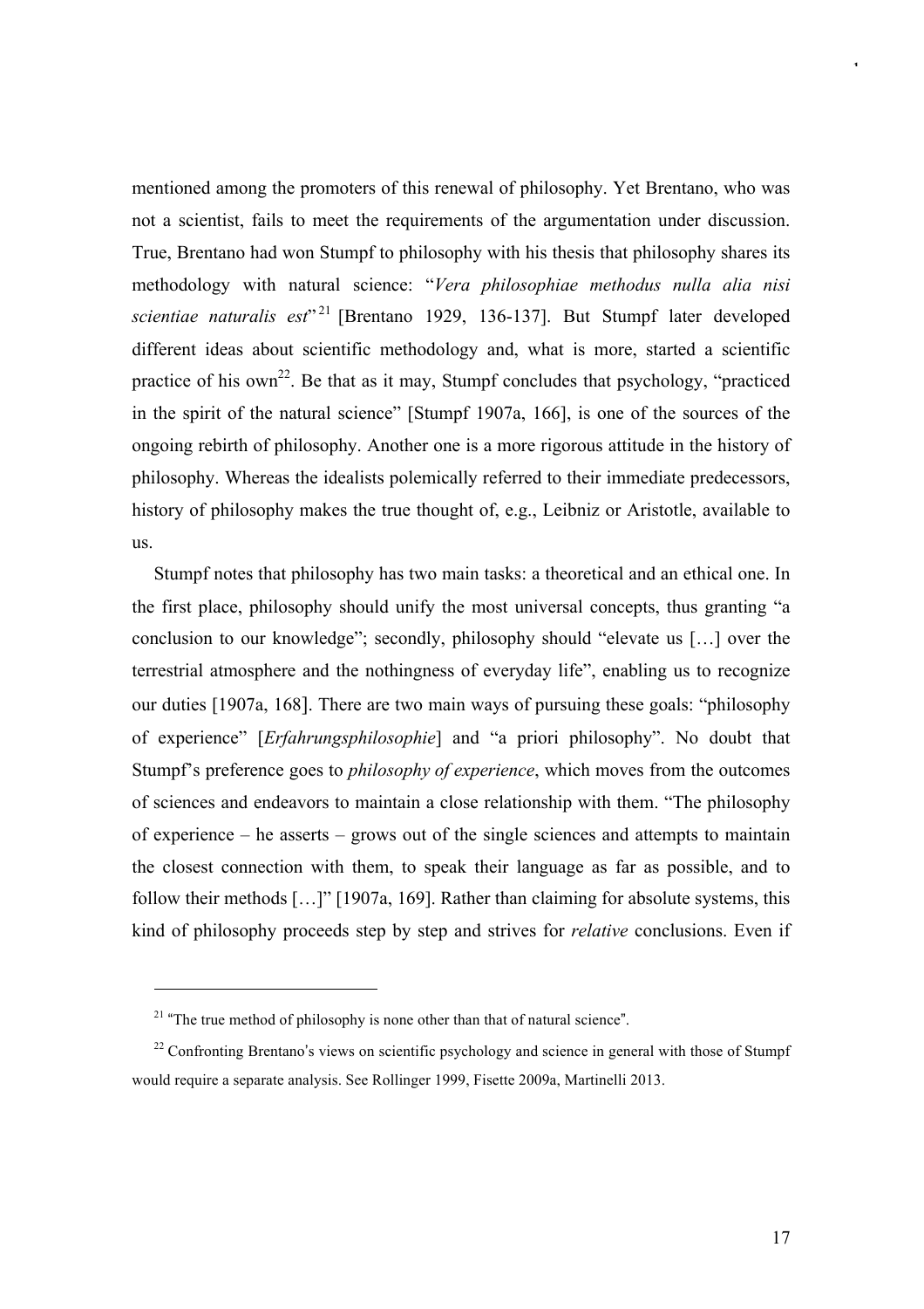mentioned among the promoters of this renewal of philosophy. Yet Brentano, who was not a scientist, fails to meet the requirements of the argumentation under discussion. True, Brentano had won Stumpf to philosophy with his thesis that philosophy shares its methodology with natural science: "*Vera philosophiae methodus nulla alia nisi scientiae naturalis est*"[21] [Brentano 1929, 136-137]. But Stumpf later developed different ideas about scientific methodology and, what is more, started a scientific practice of his own[22]. Be that as it may, Stumpf concludes that psychology, "practiced in the spirit of the natural science" [Stumpf 1907a, 166], is one of the sources of the ongoing rebirth of philosophy. Another one is a more rigorous attitude in the history of philosophy. Whereas the idealists polemically referred to their immediate predecessors, history of philosophy makes the true thought of, e.g., Leibniz or Aristotle, available to us.

Stumpf notes that philosophy has two main tasks: a theoretical and an ethical one. In the first place, philosophy should unify the most universal concepts, thus granting "a conclusion to our knowledge"; secondly, philosophy should "elevate us […] over the terrestrial atmosphere and the nothingness of everyday life", enabling us to recognize our duties [1907a, 168]. There are two main ways of pursuing these goals: "philosophy of experience" [*Erfahrungsphilosophie*] and "a priori philosophy". No doubt that Stumpf's preference goes to *philosophy of experience*, which moves from the outcomes of sciences and endeavors to maintain a close relationship with them. "The philosophy of experience – he asserts – grows out of the single sciences and attempts to maintain the closest connection with them, to speak their language as far as possible, and to follow their methods […]" [1907a, 169]. Rather than claiming for absolute systems, this kind of philosophy proceeds step by step and strives for *relative* conclusions. Even if

---

[21] "The true method of philosophy is none other than that of natural science".

[22] Confronting Brentano's views on scientific psychology and science in general with those of Stumpf would require a separate analysis. See Rollinger 1999, Fisette 2009a, Martinelli 2013.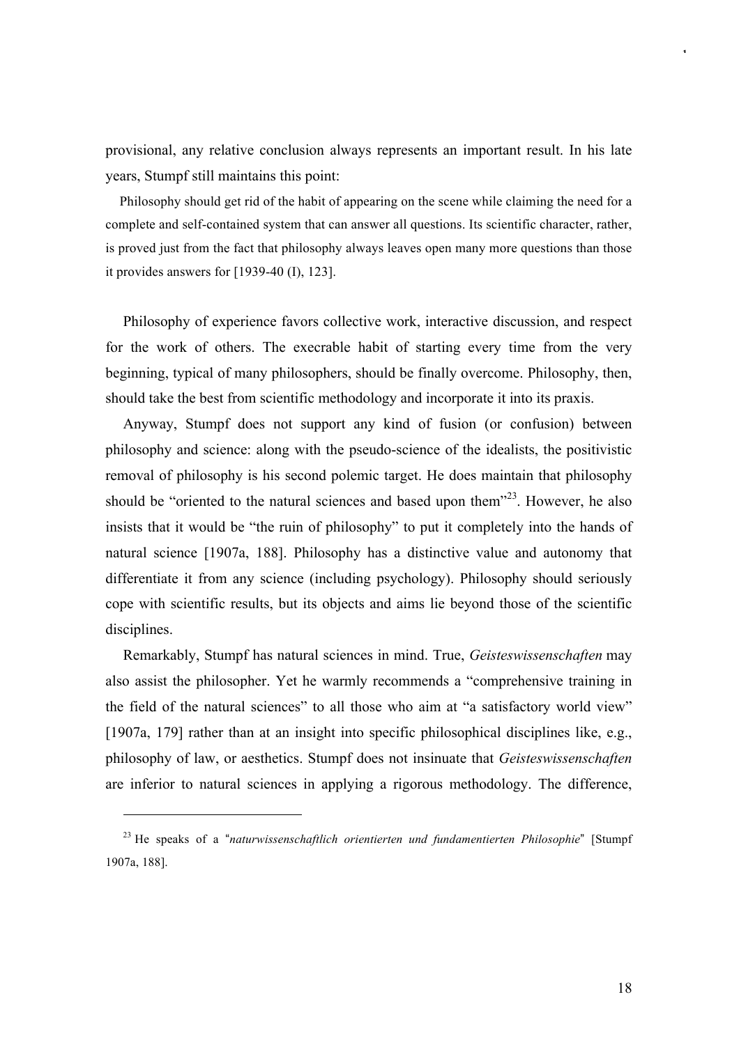provisional, any relative conclusion always represents an important result. In his late years, Stumpf still maintains this point:

> Philosophy should get rid of the habit of appearing on the scene while claiming the need for a complete and self-contained system that can answer all questions. Its scientific character, rather, is proved just from the fact that philosophy always leaves open many more questions than those it provides answers for [1939-40 (I), 123].

Philosophy of experience favors collective work, interactive discussion, and respect for the work of others. The execrable habit of starting every time from the very beginning, typical of many philosophers, should be finally overcome. Philosophy, then, should take the best from scientific methodology and incorporate it into its praxis.

Anyway, Stumpf does not support any kind of fusion (or confusion) between philosophy and science: along with the pseudo-science of the idealists, the positivistic removal of philosophy is his second polemic target. He does maintain that philosophy should be "oriented to the natural sciences and based upon them"[23]. However, he also insists that it would be "the ruin of philosophy" to put it completely into the hands of natural science [1907a, 188]. Philosophy has a distinctive value and autonomy that differentiate it from any science (including psychology). Philosophy should seriously cope with scientific results, but its objects and aims lie beyond those of the scientific disciplines.

Remarkably, Stumpf has natural sciences in mind. True, *Geisteswissenschaften* may also assist the philosopher. Yet he warmly recommends a "comprehensive training in the field of the natural sciences" to all those who aim at "a satisfactory world view" [1907a, 179] rather than at an insight into specific philosophical disciplines like, e.g., philosophy of law, or aesthetics. Stumpf does not insinuate that *Geisteswissenschaften* are inferior to natural sciences in applying a rigorous methodology. The difference,

---

[23] He speaks of a "*naturwissenschaftlich orientierten und fundamentierten Philosophie*" [Stumpf 1907a, 188].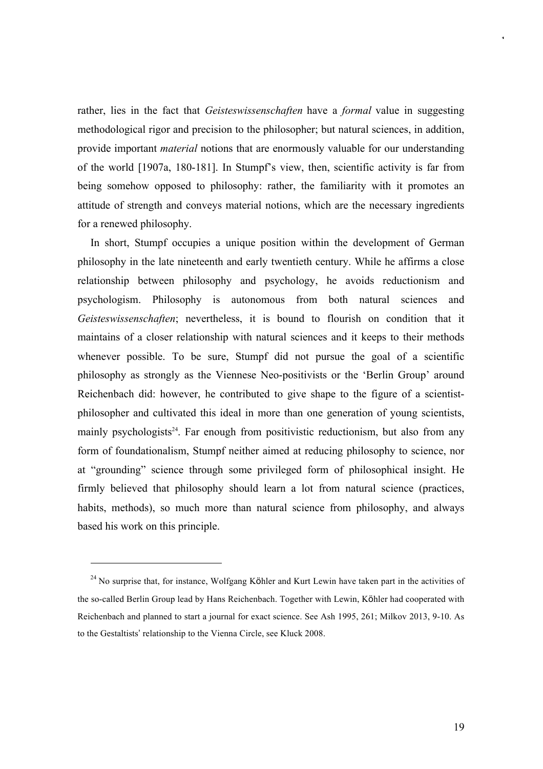rather, lies in the fact that *Geisteswissenschaften* have a *formal* value in suggesting methodological rigor and precision to the philosopher; but natural sciences, in addition, provide important *material* notions that are enormously valuable for our understanding of the world [1907a, 180-181]. In Stumpf's view, then, scientific activity is far from being somehow opposed to philosophy: rather, the familiarity with it promotes an attitude of strength and conveys material notions, which are the necessary ingredients for a renewed philosophy.

In short, Stumpf occupies a unique position within the development of German philosophy in the late nineteenth and early twentieth century. While he affirms a close relationship between philosophy and psychology, he avoids reductionism and psychologism. Philosophy is autonomous from both natural sciences and *Geisteswissenschaften*; nevertheless, it is bound to flourish on condition that it maintains of a closer relationship with natural sciences and it keeps to their methods whenever possible. To be sure, Stumpf did not pursue the goal of a scientific philosophy as strongly as the Viennese Neo-positivists or the 'Berlin Group' around Reichenbach did: however, he contributed to give shape to the figure of a scientist-philosopher and cultivated this ideal in more than one generation of young scientists, mainly psychologists[24]. Far enough from positivistic reductionism, but also from any form of foundationalism, Stumpf neither aimed at reducing philosophy to science, nor at "grounding" science through some privileged form of philosophical insight. He firmly believed that philosophy should learn a lot from natural science (practices, habits, methods), so much more than natural science from philosophy, and always based his work on this principle.

---

[24] No surprise that, for instance, Wolfgang Köhler and Kurt Lewin have taken part in the activities of the so-called Berlin Group lead by Hans Reichenbach. Together with Lewin, Köhler had cooperated with Reichenbach and planned to start a journal for exact science. See Ash 1995, 261; Milkov 2013, 9-10. As to the Gestaltists' relationship to the Vienna Circle, see Kluck 2008.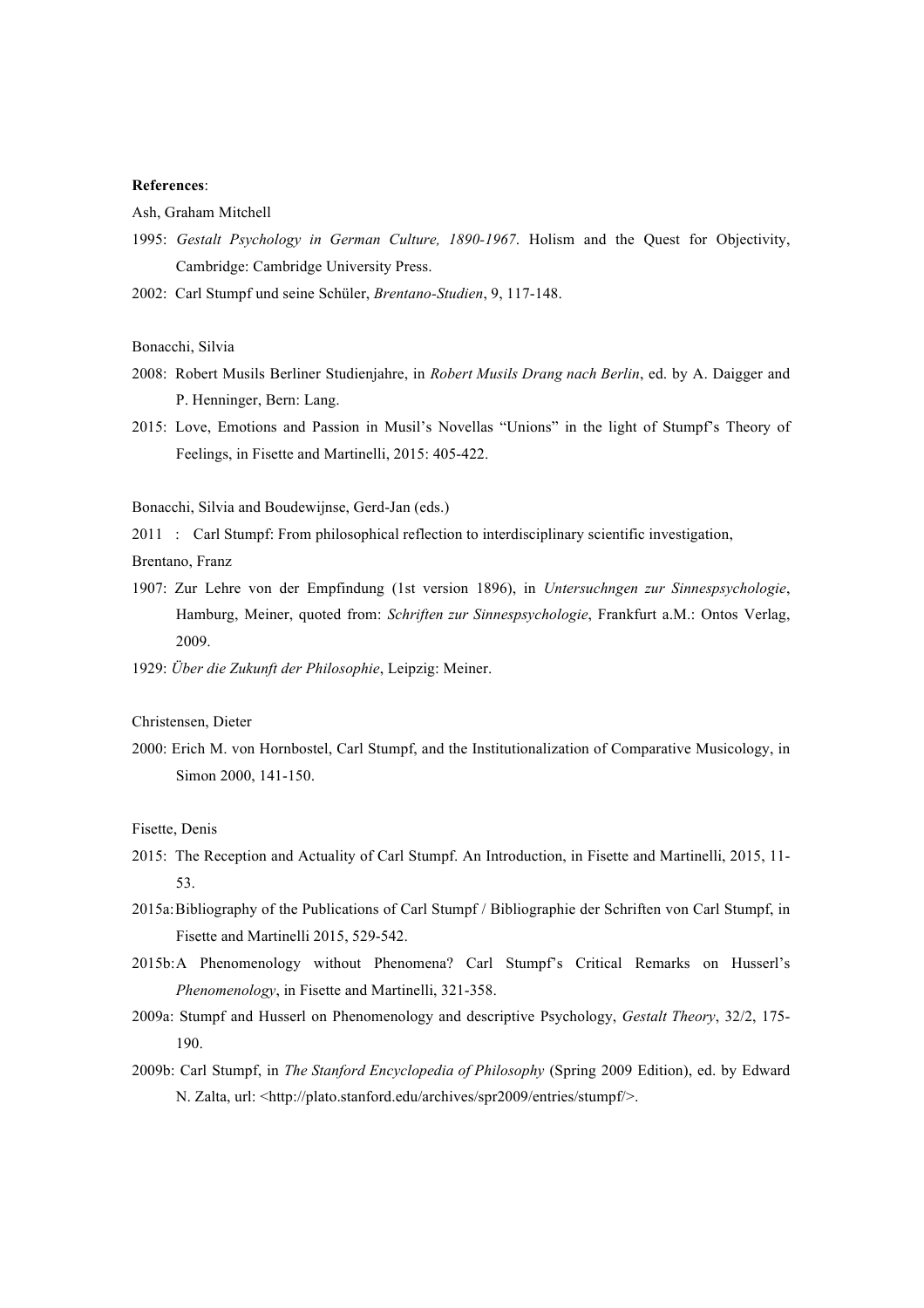**References**:

Ash, Graham Mitchell

1995: *Gestalt Psychology in German Culture, 1890-1967*. Holism and the Quest for Objectivity, Cambridge: Cambridge University Press.

2002: Carl Stumpf und seine Schüler, *Brentano-Studien*, 9, 117-148.

Bonacchi, Silvia

2008: Robert Musils Berliner Studienjahre, in *Robert Musils Drang nach Berlin*, ed. by A. Daigger and P. Henninger, Bern: Lang.

2015: Love, Emotions and Passion in Musil's Novellas "Unions" in the light of Stumpf's Theory of Feelings, in Fisette and Martinelli, 2015: 405-422.

Bonacchi, Silvia and Boudewijnse, Gerd-Jan (eds.)

2011 : Carl Stumpf: From philosophical reflection to interdisciplinary scientific investigation,

Brentano, Franz

1907: Zur Lehre von der Empfindung (1st version 1896), in *Untersuchngen zur Sinnespsychologie*, Hamburg, Meiner, quoted from: *Schriften zur Sinnespsychologie*, Frankfurt a.M.: Ontos Verlag, 2009.

1929: *Über die Zukunft der Philosophie*, Leipzig: Meiner.

Christensen, Dieter

2000: Erich M. von Hornbostel, Carl Stumpf, and the Institutionalization of Comparative Musicology, in Simon 2000, 141-150.

Fisette, Denis

2015: The Reception and Actuality of Carl Stumpf. An Introduction, in Fisette and Martinelli, 2015, 11-53.

2015a: Bibliography of the Publications of Carl Stumpf / Bibliographie der Schriften von Carl Stumpf, in Fisette and Martinelli 2015, 529-542.

2015b: A Phenomenology without Phenomena? Carl Stumpf's Critical Remarks on Husserl's *Phenomenology*, in Fisette and Martinelli, 321-358.

2009a: Stumpf and Husserl on Phenomenology and descriptive Psychology, *Gestalt Theory*, 32/2, 175-190.

2009b: Carl Stumpf, in *The Stanford Encyclopedia of Philosophy* (Spring 2009 Edition), ed. by Edward N. Zalta, url: <http://plato.stanford.edu/archives/spr2009/entries/stumpf/>.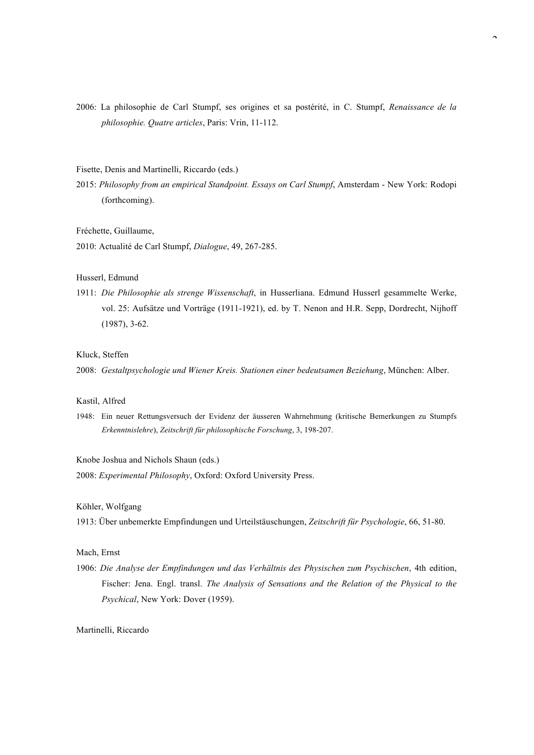2006: La philosophie de Carl Stumpf, ses origines et sa postérité, in C. Stumpf, *Renaissance de la philosophie. Quatre articles*, Paris: Vrin, 11-112.

Fisette, Denis and Martinelli, Riccardo (eds.)

2015: *Philosophy from an empirical Standpoint. Essays on Carl Stumpf*, Amsterdam - New York: Rodopi (forthcoming).

Fréchette, Guillaume,

2010: Actualité de Carl Stumpf, *Dialogue*, 49, 267-285.

Husserl, Edmund

1911: *Die Philosophie als strenge Wissenschaft*, in Husserliana. Edmund Husserl gesammelte Werke, vol. 25: Aufsätze und Vorträge (1911-1921), ed. by T. Nenon and H.R. Sepp, Dordrecht, Nijhoff (1987), 3-62.

Kluck, Steffen

2008: *Gestaltpsychologie und Wiener Kreis. Stationen einer bedeutsamen Beziehung*, München: Alber.

Kastil, Alfred

1948: Ein neuer Rettungsversuch der Evidenz der äusseren Wahrnehmung (kritische Bemerkungen zu Stumpfs *Erkenntnislehre*), *Zeitschrift für philosophische Forschung*, 3, 198-207.

Knobe Joshua and Nichols Shaun (eds.)

2008: *Experimental Philosophy*, Oxford: Oxford University Press.

Köhler, Wolfgang

1913: Über unbemerkte Empfindungen und Urteilstäuschungen, *Zeitschrift für Psychologie*, 66, 51-80.

Mach, Ernst

1906: *Die Analyse der Empfindungen und das Verhältnis des Physischen zum Psychischen*, 4th edition, Fischer: Jena. Engl. transl. *The Analysis of Sensations and the Relation of the Physical to the Psychical*, New York: Dover (1959).

Martinelli, Riccardo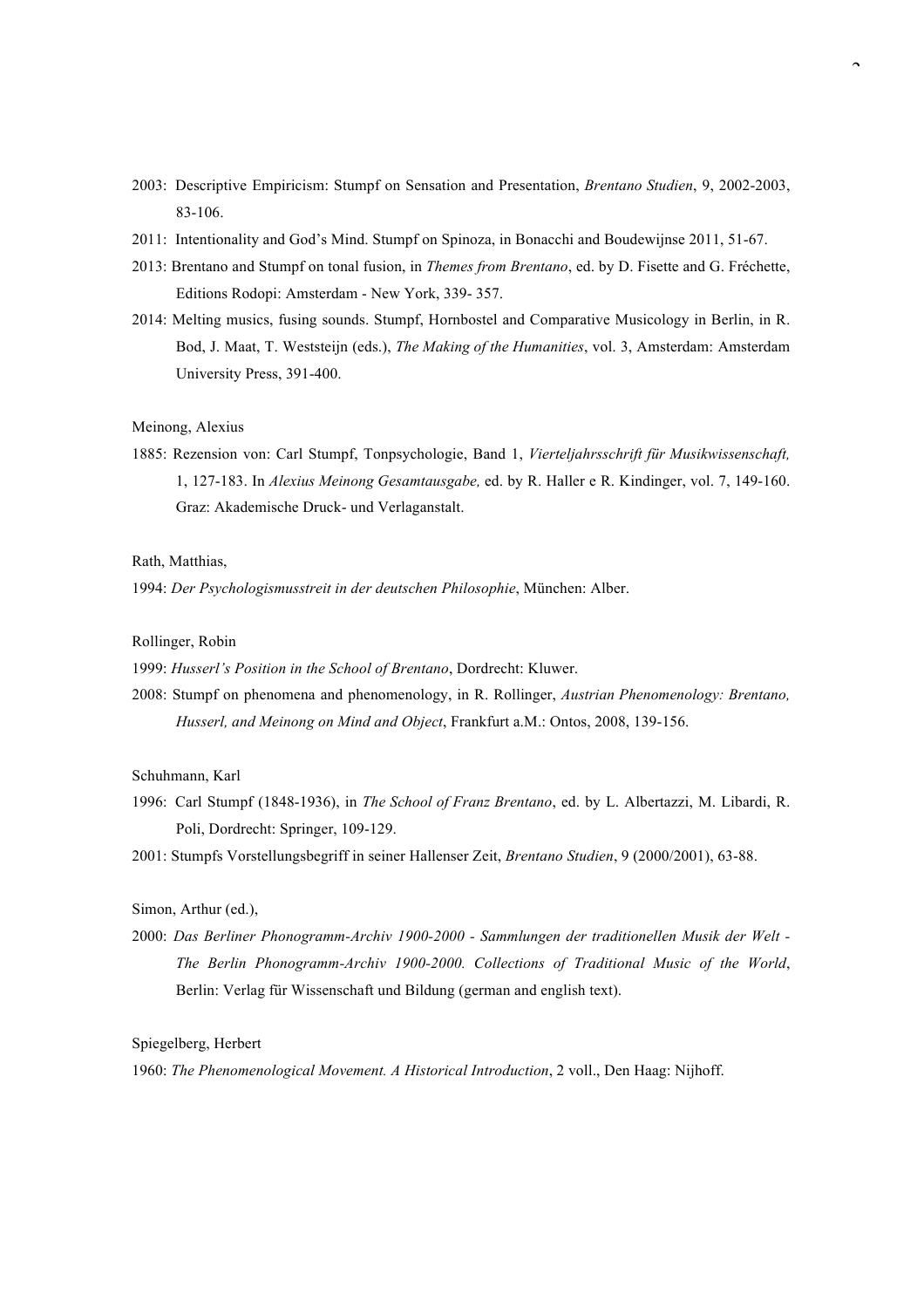2003: Descriptive Empiricism: Stumpf on Sensation and Presentation, *Brentano Studien*, 9, 2002-2003, 83-106.

2011: Intentionality and God's Mind. Stumpf on Spinoza, in Bonacchi and Boudewijnse 2011, 51-67.

2013: Brentano and Stumpf on tonal fusion, in *Themes from Brentano*, ed. by D. Fisette and G. Fréchette, Editions Rodopi: Amsterdam - New York, 339- 357.

2014: Melting musics, fusing sounds. Stumpf, Hornbostel and Comparative Musicology in Berlin, in R. Bod, J. Maat, T. Weststeijn (eds.), *The Making of the Humanities*, vol. 3, Amsterdam: Amsterdam University Press, 391-400.

Meinong, Alexius

1885: Rezension von: Carl Stumpf, Tonpsychologie, Band 1, *Vierteljahrsschrift für Musikwissenschaft,* 1, 127-183. In *Alexius Meinong Gesamtausgabe,* ed. by R. Haller e R. Kindinger, vol. 7, 149-160. Graz: Akademische Druck- und Verlaganstalt.

Rath, Matthias,

1994: *Der Psychologismusstreit in der deutschen Philosophie*, München: Alber.

Rollinger, Robin

1999: *Husserl's Position in the School of Brentano*, Dordrecht: Kluwer.

2008: Stumpf on phenomena and phenomenology, in R. Rollinger, *Austrian Phenomenology: Brentano, Husserl, and Meinong on Mind and Object*, Frankfurt a.M.: Ontos, 2008, 139-156.

Schuhmann, Karl

1996: Carl Stumpf (1848-1936), in *The School of Franz Brentano*, ed. by L. Albertazzi, M. Libardi, R. Poli, Dordrecht: Springer, 109-129.

2001: Stumpfs Vorstellungsbegriff in seiner Hallenser Zeit, *Brentano Studien*, 9 (2000/2001), 63-88.

Simon, Arthur (ed.),

2000: *Das Berliner Phonogramm-Archiv 1900-2000 - Sammlungen der traditionellen Musik der Welt - The Berlin Phonogramm-Archiv 1900-2000. Collections of Traditional Music of the World*, Berlin: Verlag für Wissenschaft und Bildung (german and english text).

Spiegelberg, Herbert

1960: *The Phenomenological Movement. A Historical Introduction*, 2 voll., Den Haag: Nijhoff.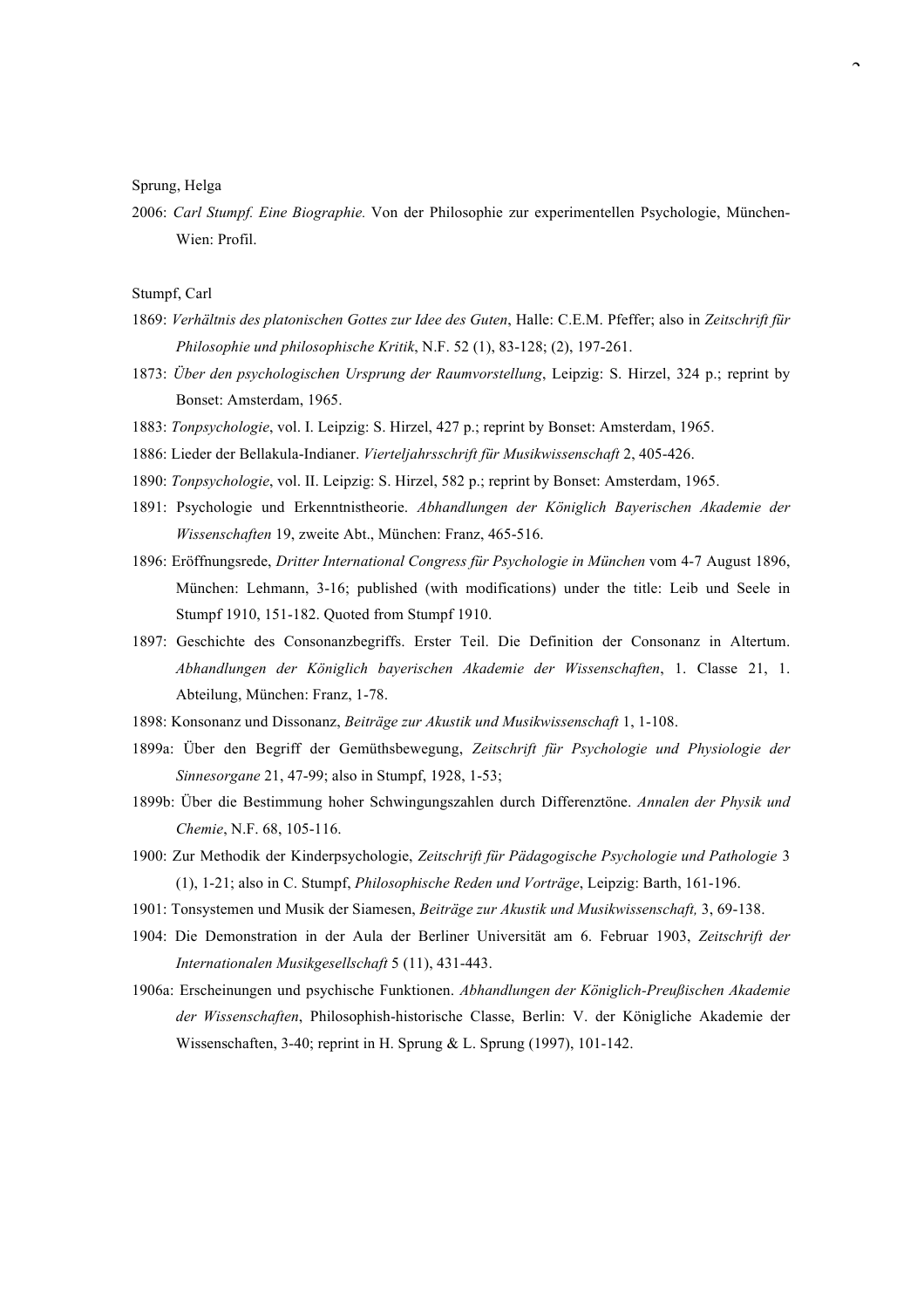Sprung, Helga

2006: *Carl Stumpf. Eine Biographie.* Von der Philosophie zur experimentellen Psychologie, München-Wien: Profil.

Stumpf, Carl

1869: *Verhältnis des platonischen Gottes zur Idee des Guten*, Halle: C.E.M. Pfeffer; also in *Zeitschrift für Philosophie und philosophische Kritik*, N.F. 52 (1), 83-128; (2), 197-261.

1873: *Über den psychologischen Ursprung der Raumvorstellung*, Leipzig: S. Hirzel, 324 p.; reprint by Bonset: Amsterdam, 1965.

1883: *Tonpsychologie*, vol. I. Leipzig: S. Hirzel, 427 p.; reprint by Bonset: Amsterdam, 1965.

1886: Lieder der Bellakula-Indianer. *Vierteljahrsschrift für Musikwissenschaft* 2, 405-426.

1890: *Tonpsychologie*, vol. II. Leipzig: S. Hirzel, 582 p.; reprint by Bonset: Amsterdam, 1965.

1891: Psychologie und Erkenntnistheorie. *Abhandlungen der Königlich Bayerischen Akademie der Wissenschaften* 19, zweite Abt., München: Franz, 465-516.

1896: Eröffnungsrede, *Dritter International Congress für Psychologie in München* vom 4-7 August 1896, München: Lehmann, 3-16; published (with modifications) under the title: Leib und Seele in Stumpf 1910, 151-182. Quoted from Stumpf 1910.

1897: Geschichte des Consonanzbegriffs. Erster Teil. Die Definition der Consonanz in Altertum. *Abhandlungen der Königlich bayerischen Akademie der Wissenschaften*, 1. Classe 21, 1. Abteilung, München: Franz, 1-78.

1898: Konsonanz und Dissonanz, *Beiträge zur Akustik und Musikwissenschaft* 1, 1-108.

1899a: Über den Begriff der Gemüthsbewegung, *Zeitschrift für Psychologie und Physiologie der Sinnesorgane* 21, 47-99; also in Stumpf, 1928, 1-53;

1899b: Über die Bestimmung hoher Schwingungszahlen durch Differenztöne. *Annalen der Physik und Chemie*, N.F. 68, 105-116.

1900: Zur Methodik der Kinderpsychologie, *Zeitschrift für Pädagogische Psychologie und Pathologie* 3 (1), 1-21; also in C. Stumpf, *Philosophische Reden und Vorträge*, Leipzig: Barth, 161-196.

1901: Tonsystemen und Musik der Siamesen, *Beiträge zur Akustik und Musikwissenschaft,* 3, 69-138.

1904: Die Demonstration in der Aula der Berliner Universität am 6. Februar 1903, *Zeitschrift der Internationalen Musikgesellschaft* 5 (11), 431-443.

1906a: Erscheinungen und psychische Funktionen. *Abhandlungen der Königlich-Preußischen Akademie der Wissenschaften*, Philosophish-historische Classe, Berlin: V. der Königliche Akademie der Wissenschaften, 3-40; reprint in H. Sprung & L. Sprung (1997), 101-142.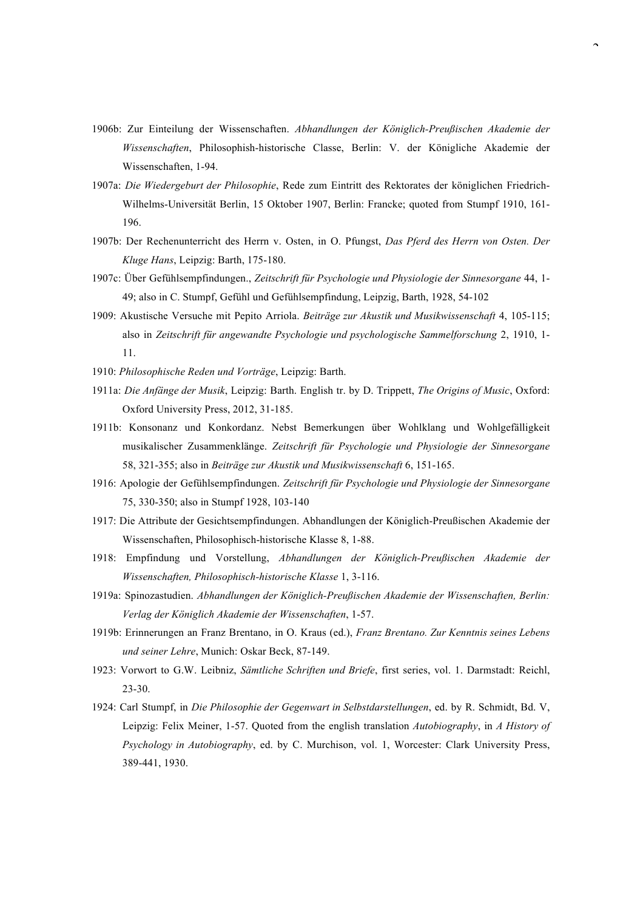1906b: Zur Einteilung der Wissenschaften. *Abhandlungen der Königlich-Preußischen Akademie der Wissenschaften*, Philosophish-historische Classe, Berlin: V. der Königliche Akademie der Wissenschaften, 1-94.

1907a: *Die Wiedergeburt der Philosophie*, Rede zum Eintritt des Rektorates der königlichen Friedrich-Wilhelms-Universität Berlin, 15 Oktober 1907, Berlin: Francke; quoted from Stumpf 1910, 161-196.

1907b: Der Rechenunterricht des Herrn v. Osten, in O. Pfungst, *Das Pferd des Herrn von Osten. Der Kluge Hans*, Leipzig: Barth, 175-180.

1907c: Über Gefühlsempfindungen., *Zeitschrift für Psychologie und Physiologie der Sinnesorgane* 44, 1-49; also in C. Stumpf, Gefühl und Gefühlsempfindung, Leipzig, Barth, 1928, 54-102

1909: Akustische Versuche mit Pepito Arriola. *Beiträge zur Akustik und Musikwissenschaft* 4, 105-115; also in *Zeitschrift für angewandte Psychologie und psychologische Sammelforschung* 2, 1910, 1-11.

1910: *Philosophische Reden und Vorträge*, Leipzig: Barth.

1911a: *Die Anfänge der Musik*, Leipzig: Barth. English tr. by D. Trippett, *The Origins of Music*, Oxford: Oxford University Press, 2012, 31-185.

1911b: Konsonanz und Konkordanz. Nebst Bemerkungen über Wohlklang und Wohlgefälligkeit musikalischer Zusammenklänge. *Zeitschrift für Psychologie und Physiologie der Sinnesorgane* 58, 321-355; also in *Beiträge zur Akustik und Musikwissenschaft* 6, 151-165.

1916: Apologie der Gefühlsempfindungen. *Zeitschrift für Psychologie und Physiologie der Sinnesorgane* 75, 330-350; also in Stumpf 1928, 103-140

1917: Die Attribute der Gesichtsempfindungen. Abhandlungen der Königlich-Preußischen Akademie der Wissenschaften, Philosophisch-historische Klasse 8, 1-88.

1918: Empfindung und Vorstellung, *Abhandlungen der Königlich-Preußischen Akademie der Wissenschaften, Philosophisch-historische Klasse* 1, 3-116.

1919a: Spinozastudien. *Abhandlungen der Königlich-Preußischen Akademie der Wissenschaften, Berlin: Verlag der Königlich Akademie der Wissenschaften*, 1-57.

1919b: Erinnerungen an Franz Brentano, in O. Kraus (ed.), *Franz Brentano. Zur Kenntnis seines Lebens und seiner Lehre*, Munich: Oskar Beck, 87-149.

1923: Vorwort to G.W. Leibniz, *Sämtliche Schriften und Briefe*, first series, vol. 1. Darmstadt: Reichl, 23-30.

1924: Carl Stumpf, in *Die Philosophie der Gegenwart in Selbstdarstellungen*, ed. by R. Schmidt, Bd. V, Leipzig: Felix Meiner, 1-57. Quoted from the english translation *Autobiography*, in *A History of Psychology in Autobiography*, ed. by C. Murchison, vol. 1, Worcester: Clark University Press, 389-441, 1930.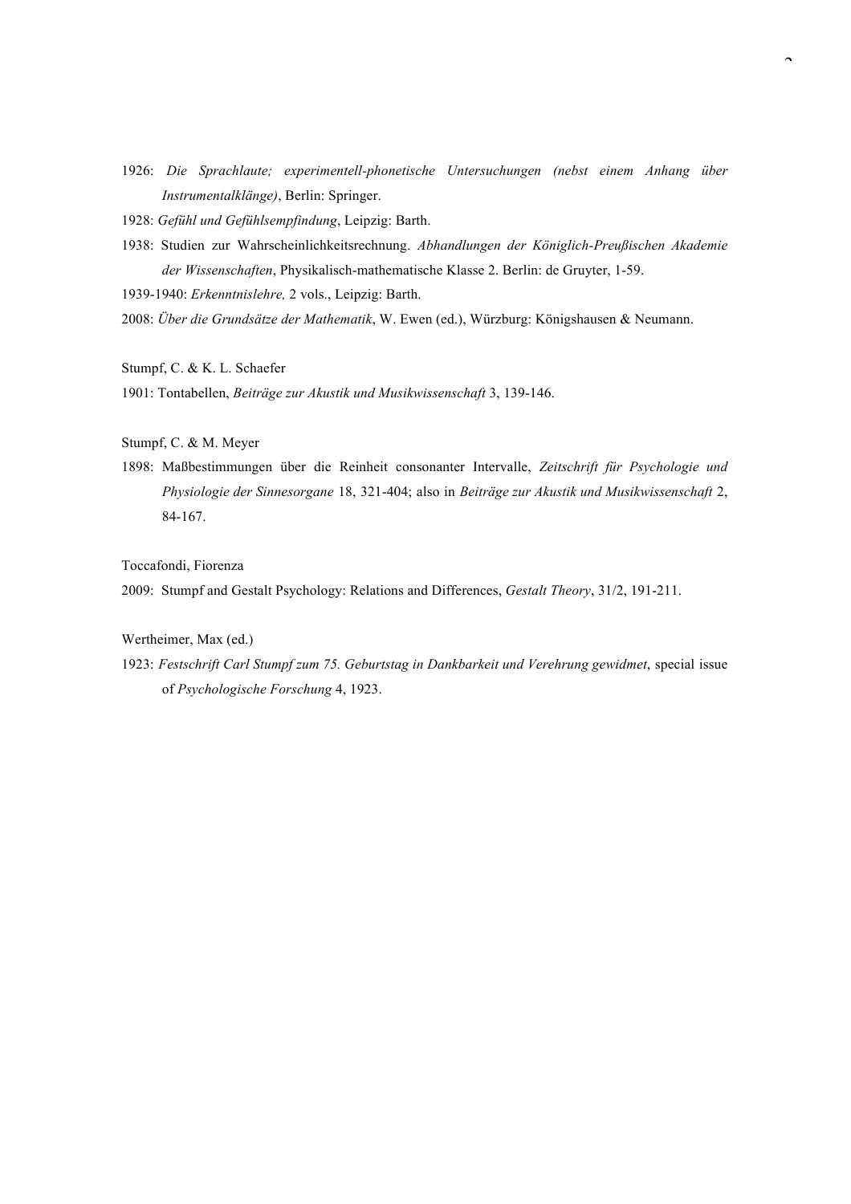1926: *Die Sprachlaute; experimentell-phonetische Untersuchungen (nebst einem Anhang über Instrumentalklänge)*, Berlin: Springer.

1928: *Gefühl und Gefühlsempfindung*, Leipzig: Barth.

1938: Studien zur Wahrscheinlichkeitsrechnung. *Abhandlungen der Königlich-Preußischen Akademie der Wissenschaften*, Physikalisch-mathematische Klasse 2. Berlin: de Gruyter, 1-59.

1939-1940: *Erkenntnislehre,* 2 vols., Leipzig: Barth.

2008: *Über die Grundsätze der Mathematik*, W. Ewen (ed.), Würzburg: Königshausen & Neumann.

Stumpf, C. & K. L. Schaefer

1901: Tontabellen, *Beiträge zur Akustik und Musikwissenschaft* 3, 139-146.

Stumpf, C. & M. Meyer

1898: Maßbestimmungen über die Reinheit consonanter Intervalle, *Zeitschrift für Psychologie und Physiologie der Sinnesorgane* 18, 321-404; also in *Beiträge zur Akustik und Musikwissenschaft* 2, 84-167.

Toccafondi, Fiorenza

2009: Stumpf and Gestalt Psychology: Relations and Differences, *Gestalt Theory*, 31/2, 191-211.

Wertheimer, Max (ed.)

1923: *Festschrift Carl Stumpf zum 75. Geburtstag in Dankbarkeit und Verehrung gewidmet*, special issue of *Psychologische Forschung* 4, 1923.